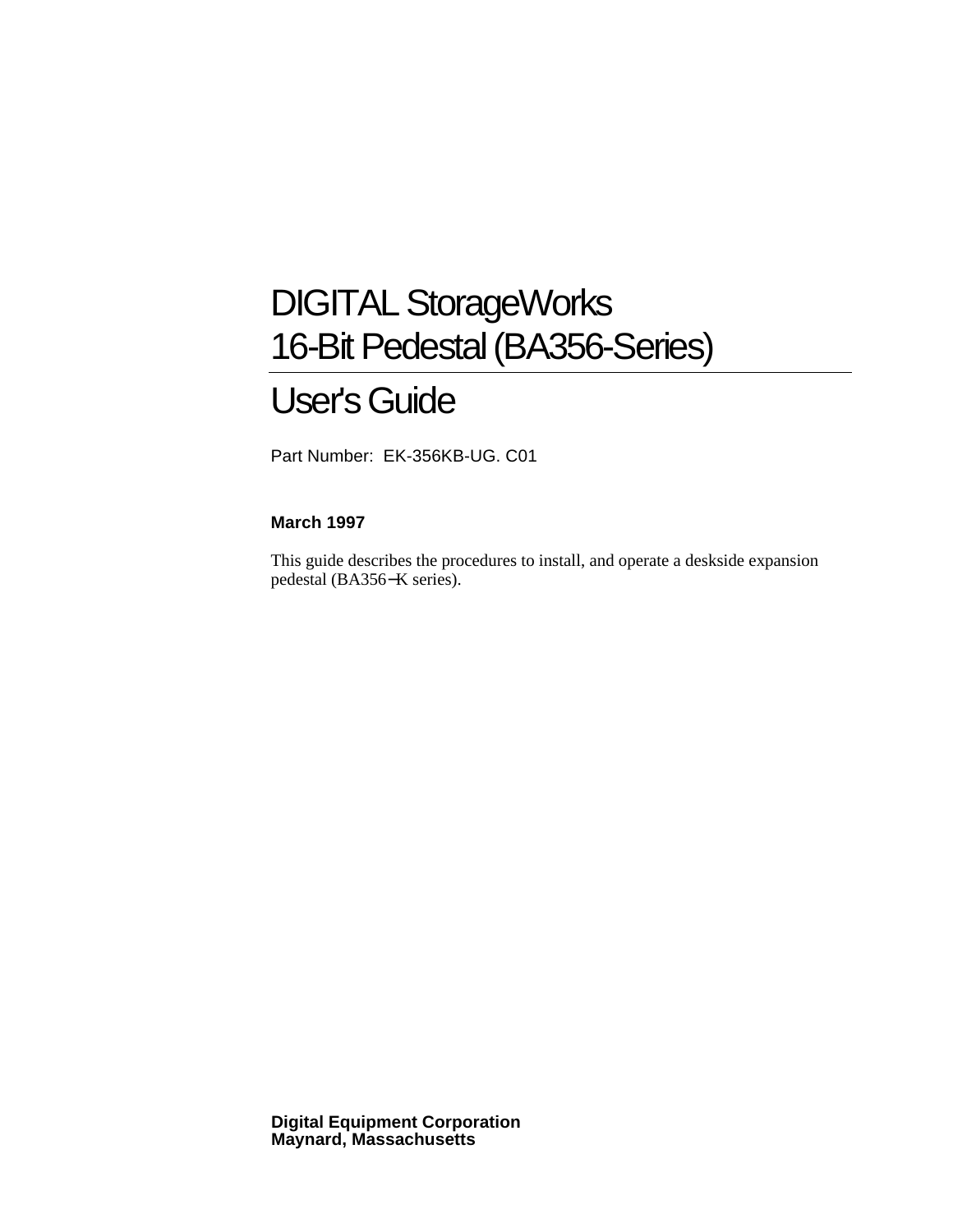# DIGITAL StorageWorks
# 16-Bit Pedestal (BA356-Series)

# User's Guide

Part Number: EK-356KB-UG. C01

**March 1997**

This guide describes the procedures to install, and operate a deskside expansion pedestal (BA356−K series).

**Digital Equipment Corporation**
**Maynard, Massachusetts**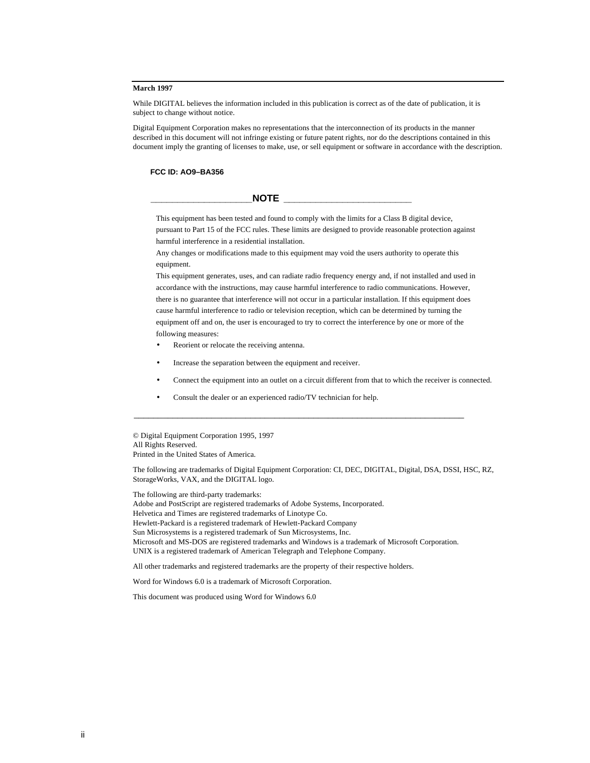**March 1997**

While DIGITAL believes the information included in this publication is correct as of the date of publication, it is subject to change without notice.

Digital Equipment Corporation makes no representations that the interconnection of its products in the manner described in this document will not infringe existing or future patent rights, nor do the descriptions contained in this document imply the granting of licenses to make, use, or sell equipment or software in accordance with the description.

**FCC ID: AO9–BA356**

**NOTE**

This equipment has been tested and found to comply with the limits for a Class B digital device, pursuant to Part 15 of the FCC rules. These limits are designed to provide reasonable protection against harmful interference in a residential installation.

Any changes or modifications made to this equipment may void the users authority to operate this equipment.

This equipment generates, uses, and can radiate radio frequency energy and, if not installed and used in accordance with the instructions, may cause harmful interference to radio communications. However, there is no guarantee that interference will not occur in a particular installation. If this equipment does cause harmful interference to radio or television reception, which can be determined by turning the equipment off and on, the user is encouraged to try to correct the interference by one or more of the following measures:

- Reorient or relocate the receiving antenna.
- Increase the separation between the equipment and receiver.
- Connect the equipment into an outlet on a circuit different from that to which the receiver is connected.
- Consult the dealer or an experienced radio/TV technician for help.

---

© Digital Equipment Corporation 1995, 1997
All Rights Reserved.
Printed in the United States of America.

The following are trademarks of Digital Equipment Corporation: CI, DEC, DIGITAL, Digital, DSA, DSSI, HSC, RZ, StorageWorks, VAX, and the DIGITAL logo.

The following are third-party trademarks:
Adobe and PostScript are registered trademarks of Adobe Systems, Incorporated.
Helvetica and Times are registered trademarks of Linotype Co.
Hewlett-Packard is a registered trademark of Hewlett-Packard Company
Sun Microsystems is a registered trademark of Sun Microsystems, Inc.
Microsoft and MS-DOS are registered trademarks and Windows is a trademark of Microsoft Corporation.
UNIX is a registered trademark of American Telegraph and Telephone Company.

All other trademarks and registered trademarks are the property of their respective holders.

Word for Windows 6.0 is a trademark of Microsoft Corporation.

This document was produced using Word for Windows 6.0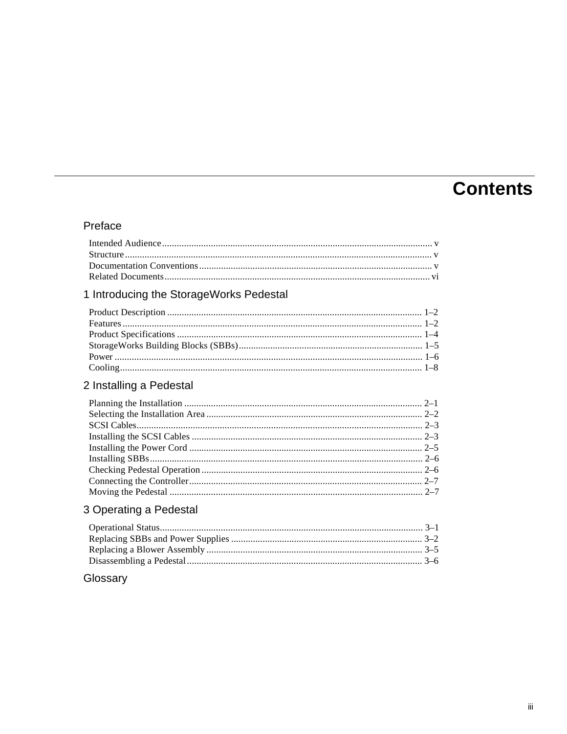# Contents

## Preface

Intended Audience ........ v
Structure ........ v
Documentation Conventions ........ v
Related Documents ........ vi

## 1 Introducing the StorageWorks Pedestal

Product Description ........ 1–2
Features ........ 1–2
Product Specifications ........ 1–4
StorageWorks Building Blocks (SBBs) ........ 1–5
Power ........ 1–6
Cooling ........ 1–8

## 2 Installing a Pedestal

Planning the Installation ........ 2–1
Selecting the Installation Area ........ 2–2
SCSI Cables ........ 2–3
Installing the SCSI Cables ........ 2–3
Installing the Power Cord ........ 2–5
Installing SBBs ........ 2–6
Checking Pedestal Operation ........ 2–6
Connecting the Controller ........ 2–7
Moving the Pedestal ........ 2–7

## 3 Operating a Pedestal

Operational Status ........ 3–1
Replacing SBBs and Power Supplies ........ 3–2
Replacing a Blower Assembly ........ 3–5
Disassembling a Pedestal ........ 3–6

## Glossary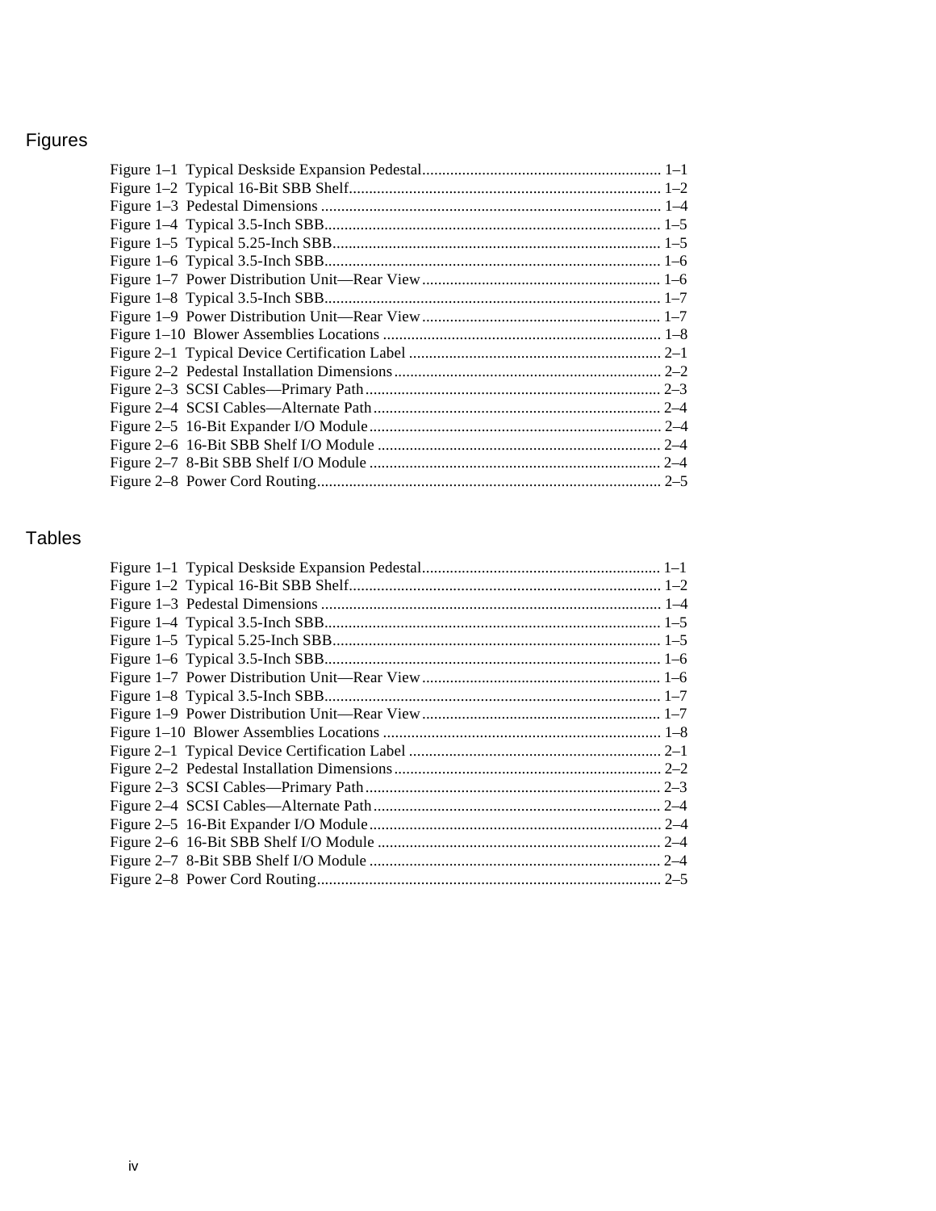# Figures

Figure 1–1 Typical Deskside Expansion Pedestal........................................................... 1–1
Figure 1–2 Typical 16-Bit SBB Shelf............................................................................. 1–2
Figure 1–3 Pedestal Dimensions .................................................................................... 1–4
Figure 1–4 Typical 3.5-Inch SBB................................................................................... 1–5
Figure 1–5 Typical 5.25-Inch SBB................................................................................. 1–5
Figure 1–6 Typical 3.5-Inch SBB................................................................................... 1–6
Figure 1–7 Power Distribution Unit—Rear View........................................................... 1–6
Figure 1–8 Typical 3.5-Inch SBB................................................................................... 1–7
Figure 1–9 Power Distribution Unit—Rear View........................................................... 1–7
Figure 1–10 Blower Assemblies Locations .................................................................... 1–8
Figure 2–1 Typical Device Certification Label .............................................................. 2–1
Figure 2–2 Pedestal Installation Dimensions.................................................................. 2–2
Figure 2–3 SCSI Cables—Primary Path......................................................................... 2–3
Figure 2–4 SCSI Cables—Alternate Path....................................................................... 2–4
Figure 2–5 16-Bit Expander I/O Module........................................................................ 2–4
Figure 2–6 16-Bit SBB Shelf I/O Module ...................................................................... 2–4
Figure 2–7 8-Bit SBB Shelf I/O Module ........................................................................ 2–4
Figure 2–8 Power Cord Routing..................................................................................... 2–5

# Tables

Figure 1–1 Typical Deskside Expansion Pedestal........................................................... 1–1
Figure 1–2 Typical 16-Bit SBB Shelf............................................................................. 1–2
Figure 1–3 Pedestal Dimensions .................................................................................... 1–4
Figure 1–4 Typical 3.5-Inch SBB................................................................................... 1–5
Figure 1–5 Typical 5.25-Inch SBB................................................................................. 1–5
Figure 1–6 Typical 3.5-Inch SBB................................................................................... 1–6
Figure 1–7 Power Distribution Unit—Rear View........................................................... 1–6
Figure 1–8 Typical 3.5-Inch SBB................................................................................... 1–7
Figure 1–9 Power Distribution Unit—Rear View........................................................... 1–7
Figure 1–10 Blower Assemblies Locations .................................................................... 1–8
Figure 2–1 Typical Device Certification Label .............................................................. 2–1
Figure 2–2 Pedestal Installation Dimensions.................................................................. 2–2
Figure 2–3 SCSI Cables—Primary Path......................................................................... 2–3
Figure 2–4 SCSI Cables—Alternate Path....................................................................... 2–4
Figure 2–5 16-Bit Expander I/O Module........................................................................ 2–4
Figure 2–6 16-Bit SBB Shelf I/O Module ...................................................................... 2–4
Figure 2–7 8-Bit SBB Shelf I/O Module ........................................................................ 2–4
Figure 2–8 Power Cord Routing..................................................................................... 2–5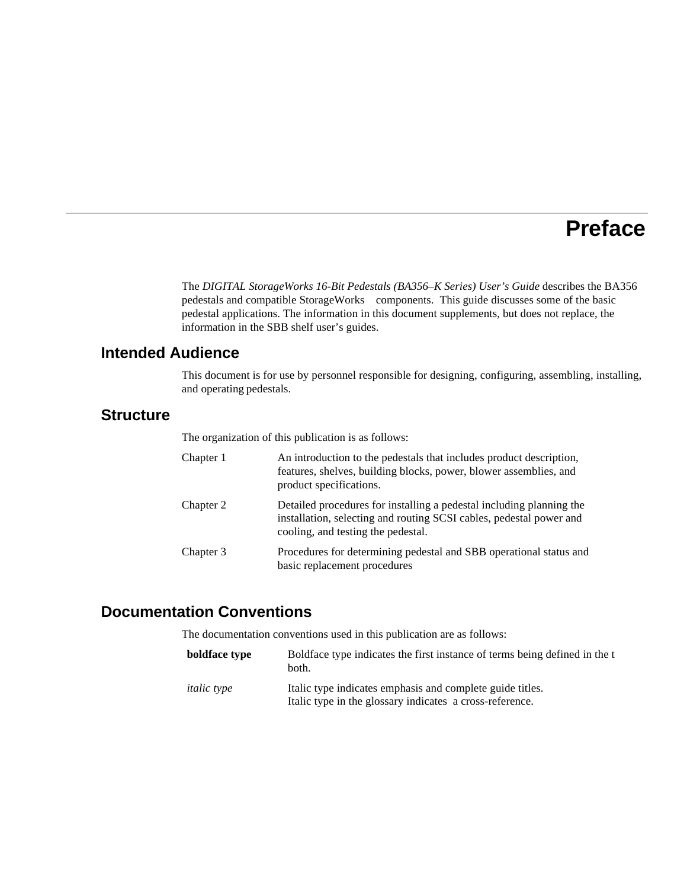# Preface

The *DIGITAL StorageWorks 16-Bit Pedestals (BA356–K Series) User's Guide* describes the BA356 pedestals and compatible StorageWorks components. This guide discusses some of the basic pedestal applications. The information in this document supplements, but does not replace, the information in the SBB shelf user's guides.

## Intended Audience

This document is for use by personnel responsible for designing, configuring, assembling, installing, and operating pedestals.

## Structure

The organization of this publication is as follows:

| | |
|---|---|
| Chapter 1 | An introduction to the pedestals that includes product description, features, shelves, building blocks, power, blower assemblies, and product specifications. |
| Chapter 2 | Detailed procedures for installing a pedestal including planning the installation, selecting and routing SCSI cables, pedestal power and cooling, and testing the pedestal. |
| Chapter 3 | Procedures for determining pedestal and SBB operational status and basic replacement procedures |

## Documentation Conventions

The documentation conventions used in this publication are as follows:

| | |
|---|---|
| **boldface type** | Boldface type indicates the first instance of terms being defined in the t both. |
| *italic type* | Italic type indicates emphasis and complete guide titles. Italic type in the glossary indicates a cross-reference. |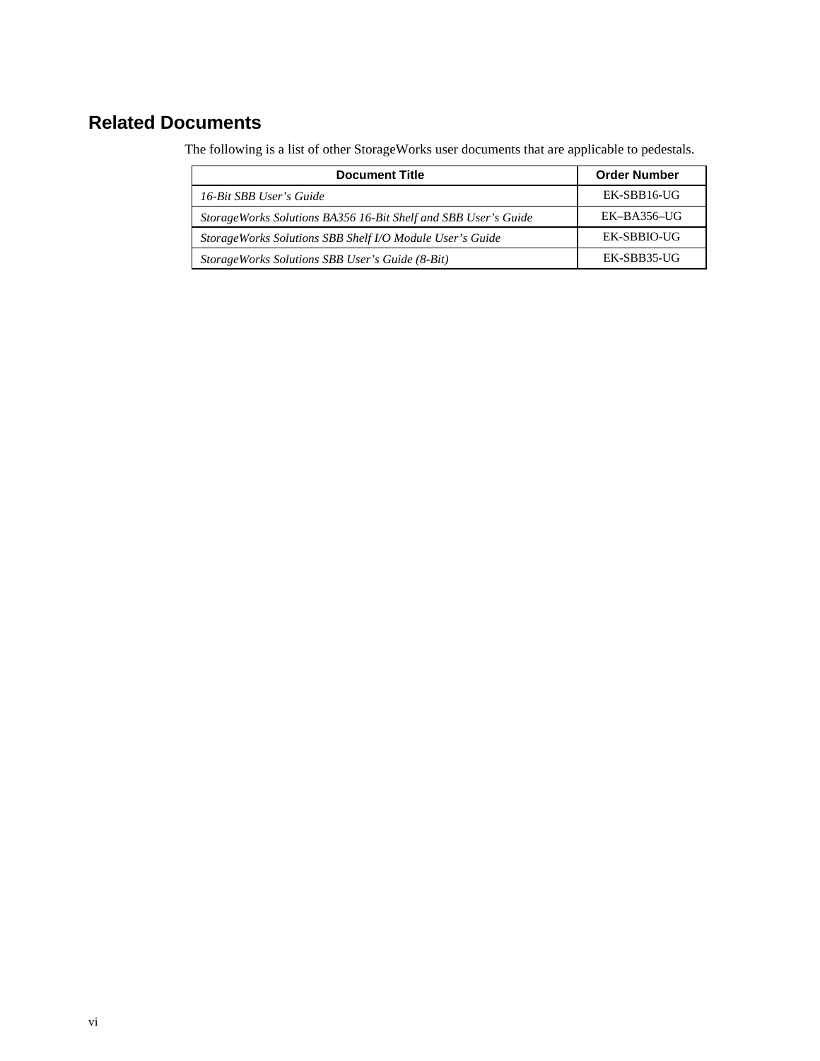## Related Documents

The following is a list of other StorageWorks user documents that are applicable to pedestals.

| Document Title | Order Number |
|---|---|
| *16-Bit SBB User’s Guide* | EK-SBB16-UG |
| *StorageWorks Solutions BA356 16-Bit Shelf and SBB User’s Guide* | EK–BA356–UG |
| *StorageWorks Solutions SBB Shelf I/O Module User’s Guide* | EK-SBBIO-UG |
| *StorageWorks Solutions SBB User’s Guide (8-Bit)* | EK-SBB35-UG |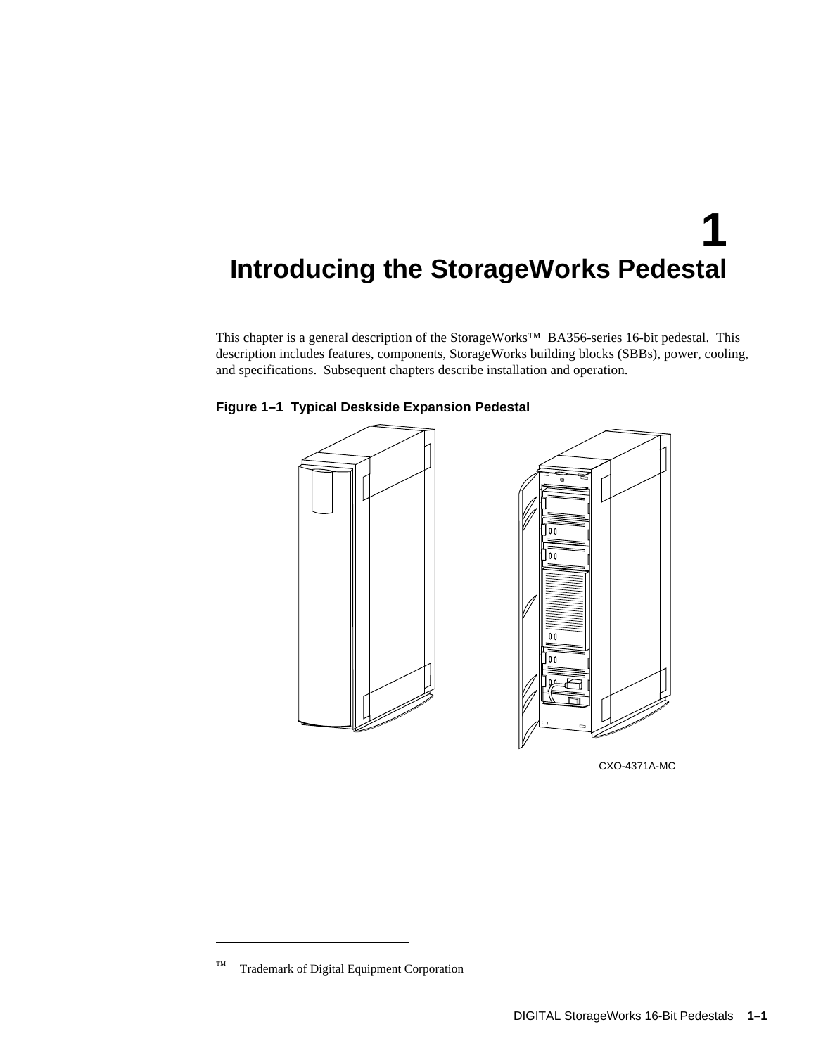# 1 Introducing the StorageWorks Pedestal

This chapter is a general description of the StorageWorks™ BA356-series 16-bit pedestal. This description includes features, components, StorageWorks building blocks (SBBs), power, cooling, and specifications. Subsequent chapters describe installation and operation.

**Figure 1–1 Typical Deskside Expansion Pedestal**

CXO-4371A-MC

™ Trademark of Digital Equipment Corporation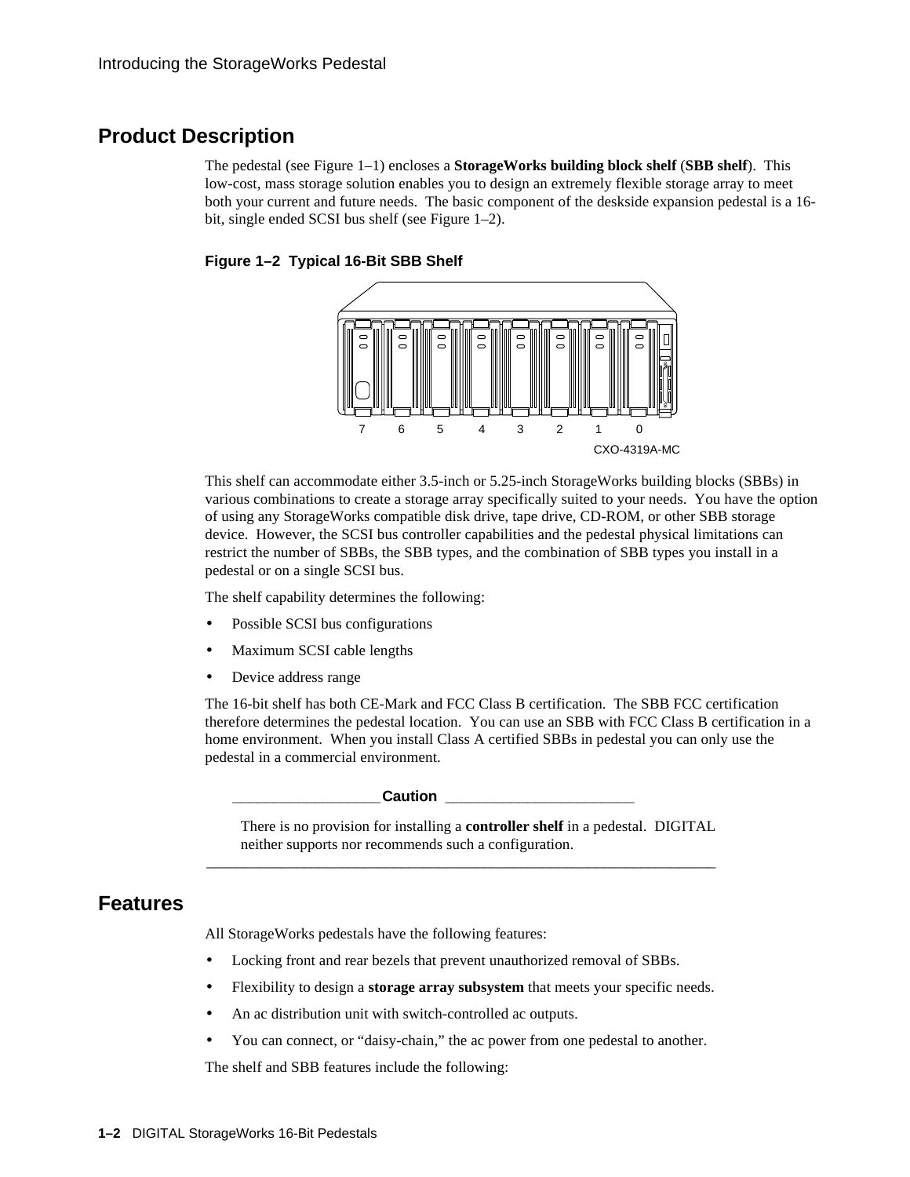## Product Description

The pedestal (see Figure 1–1) encloses a **StorageWorks building block shelf** (**SBB shelf**). This low-cost, mass storage solution enables you to design an extremely flexible storage array to meet both your current and future needs. The basic component of the deskside expansion pedestal is a 16-bit, single ended SCSI bus shelf (see Figure 1–2).

**Figure 1–2 Typical 16-Bit SBB Shelf**

7 6 5 4 3 2 1 0

CXO-4319A-MC

This shelf can accommodate either 3.5-inch or 5.25-inch StorageWorks building blocks (SBBs) in various combinations to create a storage array specifically suited to your needs. You have the option of using any StorageWorks compatible disk drive, tape drive, CD-ROM, or other SBB storage device. However, the SCSI bus controller capabilities and the pedestal physical limitations can restrict the number of SBBs, the SBB types, and the combination of SBB types you install in a pedestal or on a single SCSI bus.

The shelf capability determines the following:

- Possible SCSI bus configurations
- Maximum SCSI cable lengths
- Device address range

The 16-bit shelf has both CE-Mark and FCC Class B certification. The SBB FCC certification therefore determines the pedestal location. You can use an SBB with FCC Class B certification in a home environment. When you install Class A certified SBBs in pedestal you can only use the pedestal in a commercial environment.

**Caution**

There is no provision for installing a **controller shelf** in a pedestal. DIGITAL neither supports nor recommends such a configuration.

## Features

All StorageWorks pedestals have the following features:

- Locking front and rear bezels that prevent unauthorized removal of SBBs.
- Flexibility to design a **storage array subsystem** that meets your specific needs.
- An ac distribution unit with switch-controlled ac outputs.
- You can connect, or “daisy-chain,” the ac power from one pedestal to another.

The shelf and SBB features include the following: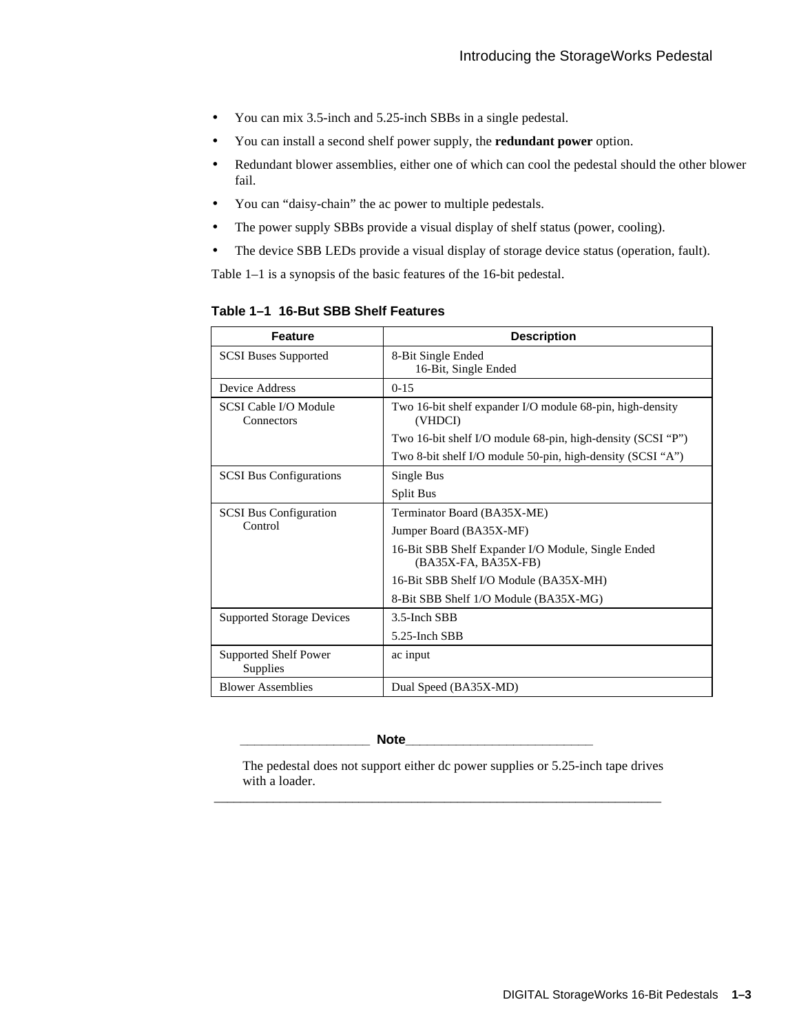- You can mix 3.5-inch and 5.25-inch SBBs in a single pedestal.
- You can install a second shelf power supply, the **redundant power** option.
- Redundant blower assemblies, either one of which can cool the pedestal should the other blower fail.
- You can “daisy-chain” the ac power to multiple pedestals.
- The power supply SBBs provide a visual display of shelf status (power, cooling).
- The device SBB LEDs provide a visual display of storage device status (operation, fault).

Table 1–1 is a synopsis of the basic features of the 16-bit pedestal.

**Table 1–1 16-But SBB Shelf Features**

| Feature | Description |
|---|---|
| SCSI Buses Supported | 8-Bit Single Ended<br>16-Bit, Single Ended |
| Device Address | 0-15 |
| SCSI Cable I/O Module Connectors | Two 16-bit shelf expander I/O module 68-pin, high-density (VHDCI)<br>Two 16-bit shelf I/O module 68-pin, high-density (SCSI “P”)<br>Two 8-bit shelf I/O module 50-pin, high-density (SCSI “A”) |
| SCSI Bus Configurations | Single Bus<br>Split Bus |
| SCSI Bus Configuration Control | Terminator Board (BA35X-ME)<br>Jumper Board (BA35X-MF)<br>16-Bit SBB Shelf Expander I/O Module, Single Ended (BA35X-FA, BA35X-FB)<br>16-Bit SBB Shelf I/O Module (BA35X-MH)<br>8-Bit SBB Shelf 1/O Module (BA35X-MG) |
| Supported Storage Devices | 3.5-Inch SBB<br>5.25-Inch SBB |
| Supported Shelf Power Supplies | ac input |
| Blower Assemblies | Dual Speed (BA35X-MD) |

**Note**

The pedestal does not support either dc power supplies or 5.25-inch tape drives with a loader.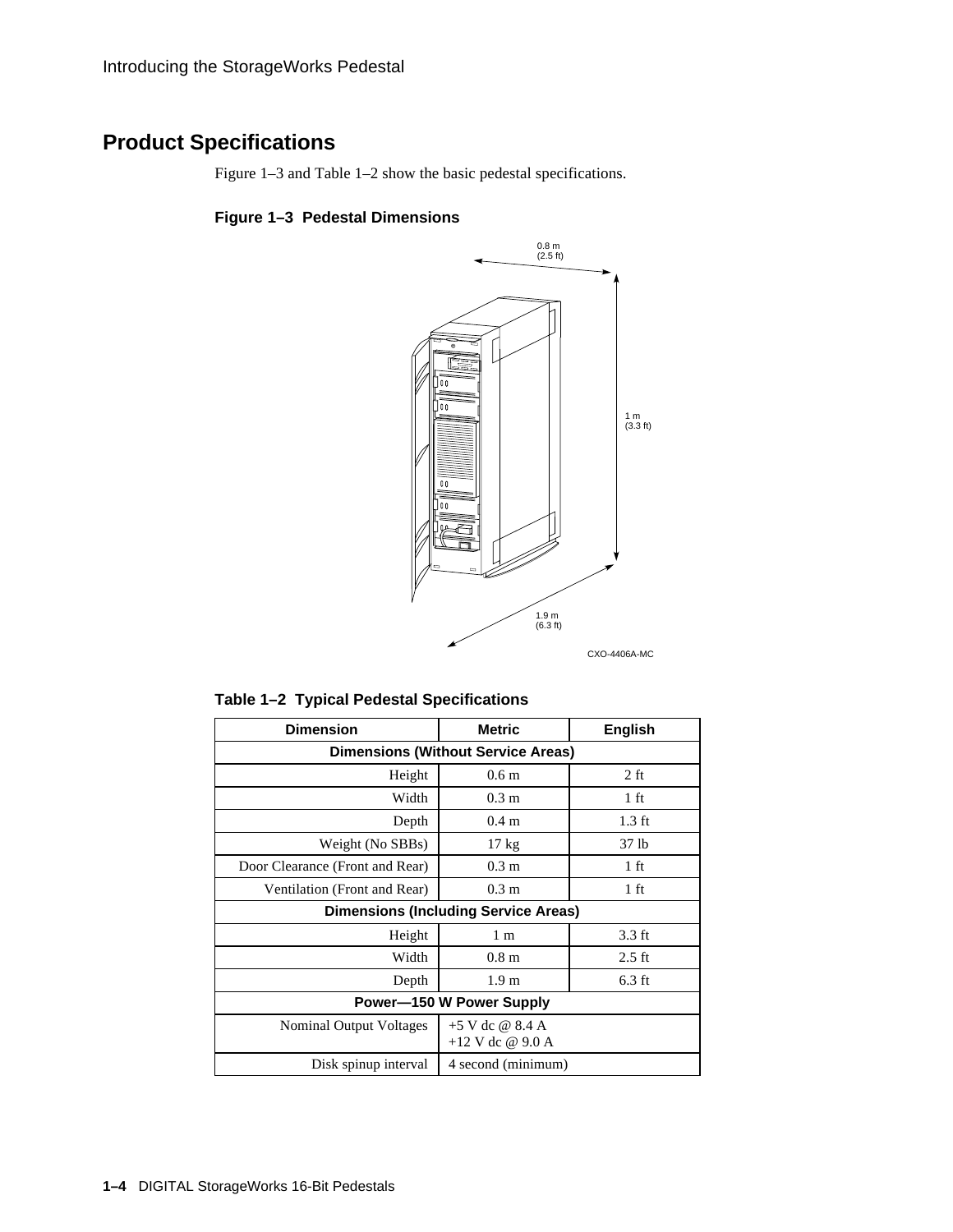## Product Specifications

Figure 1–3 and Table 1–2 show the basic pedestal specifications.

**Figure 1–3 Pedestal Dimensions**

0.8 m
(2.5 ft)

1 m
(3.3 ft)

1.9 m
(6.3 ft)

CXO-4406A-MC

**Table 1–2 Typical Pedestal Specifications**

| Dimension | Metric | English |
|---|---|---|
| **Dimensions (Without Service Areas)** | | |
| Height | 0.6 m | 2 ft |
| Width | 0.3 m | 1 ft |
| Depth | 0.4 m | 1.3 ft |
| Weight (No SBBs) | 17 kg | 37 lb |
| Door Clearance (Front and Rear) | 0.3 m | 1 ft |
| Ventilation (Front and Rear) | 0.3 m | 1 ft |
| **Dimensions (Including Service Areas)** | | |
| Height | 1 m | 3.3 ft |
| Width | 0.8 m | 2.5 ft |
| Depth | 1.9 m | 6.3 ft |
| **Power—150 W Power Supply** | | |
| Nominal Output Voltages | +5 V dc @ 8.4 A<br>+12 V dc @ 9.0 A | |
| Disk spinup interval | 4 second (minimum) | |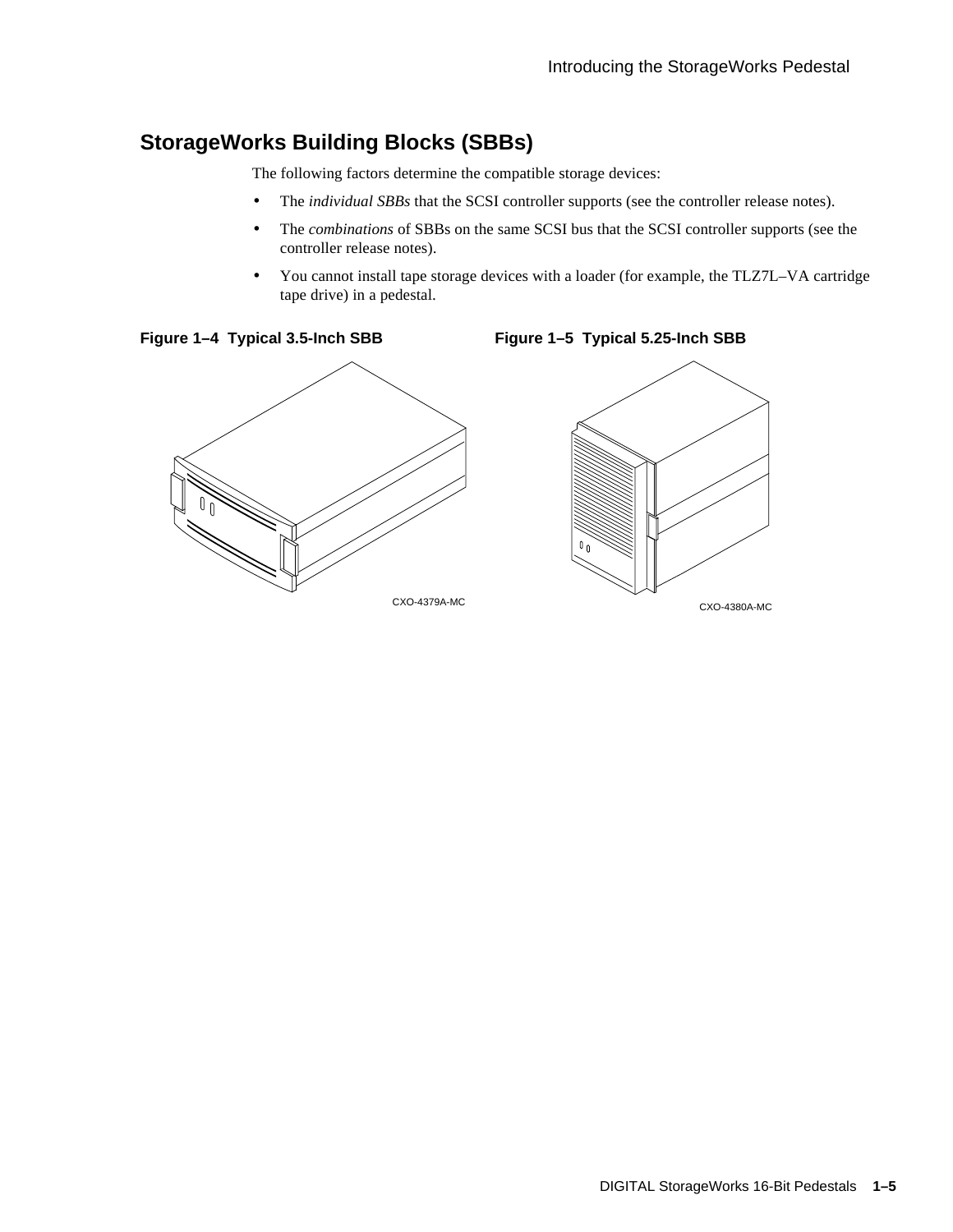## StorageWorks Building Blocks (SBBs)

The following factors determine the compatible storage devices:

- The *individual SBBs* that the SCSI controller supports (see the controller release notes).
- The *combinations* of SBBs on the same SCSI bus that the SCSI controller supports (see the controller release notes).
- You cannot install tape storage devices with a loader (for example, the TLZ7L–VA cartridge tape drive) in a pedestal.

**Figure 1–4 Typical 3.5-Inch SBB**

CXO-4379A-MC

**Figure 1–5 Typical 5.25-Inch SBB**

CXO-4380A-MC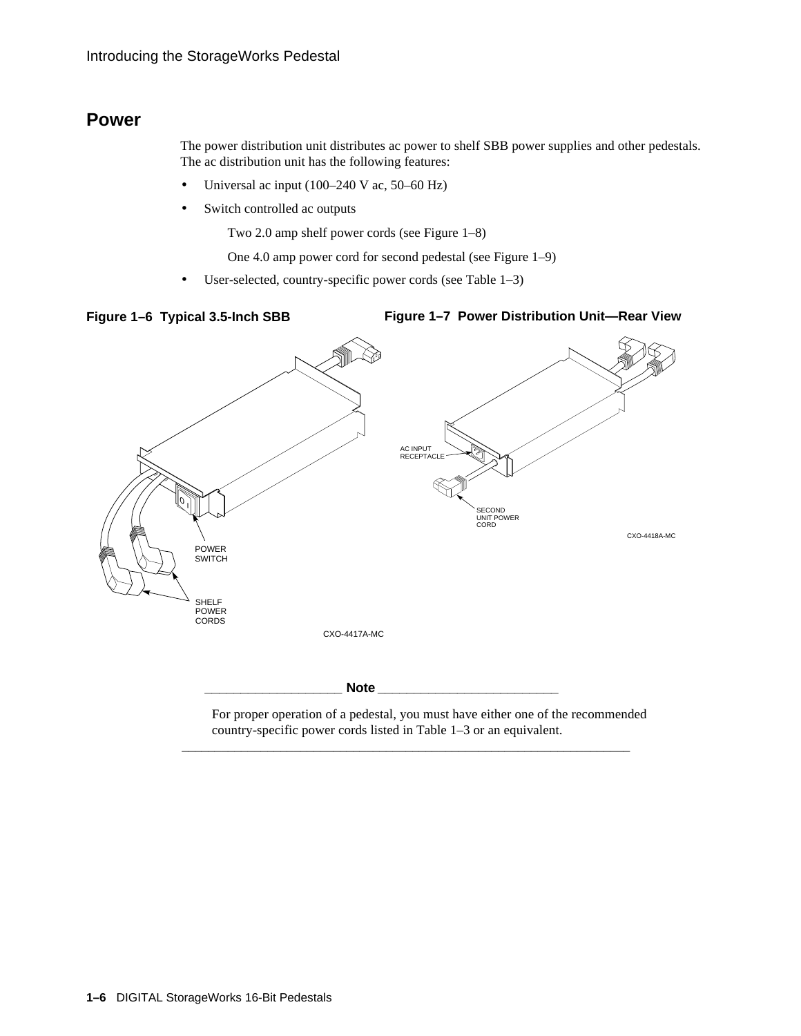## Power

The power distribution unit distributes ac power to shelf SBB power supplies and other pedestals. The ac distribution unit has the following features:

- Universal ac input (100–240 V ac, 50–60 Hz)
- Switch controlled ac outputs

  Two 2.0 amp shelf power cords (see Figure 1–8)

  One 4.0 amp power cord for second pedestal (see Figure 1–9)

- User-selected, country-specific power cords (see Table 1–3)

**Figure 1–6 Typical 3.5-Inch SBB**

**Figure 1–7 Power Distribution Unit—Rear View**

POWER SWITCH

SHELF POWER CORDS

CXO-4417A-MC

AC INPUT RECEPTACLE

SECOND UNIT POWER CORD

CXO-4418A-MC

**Note**

For proper operation of a pedestal, you must have either one of the recommended country-specific power cords listed in Table 1–3 or an equivalent.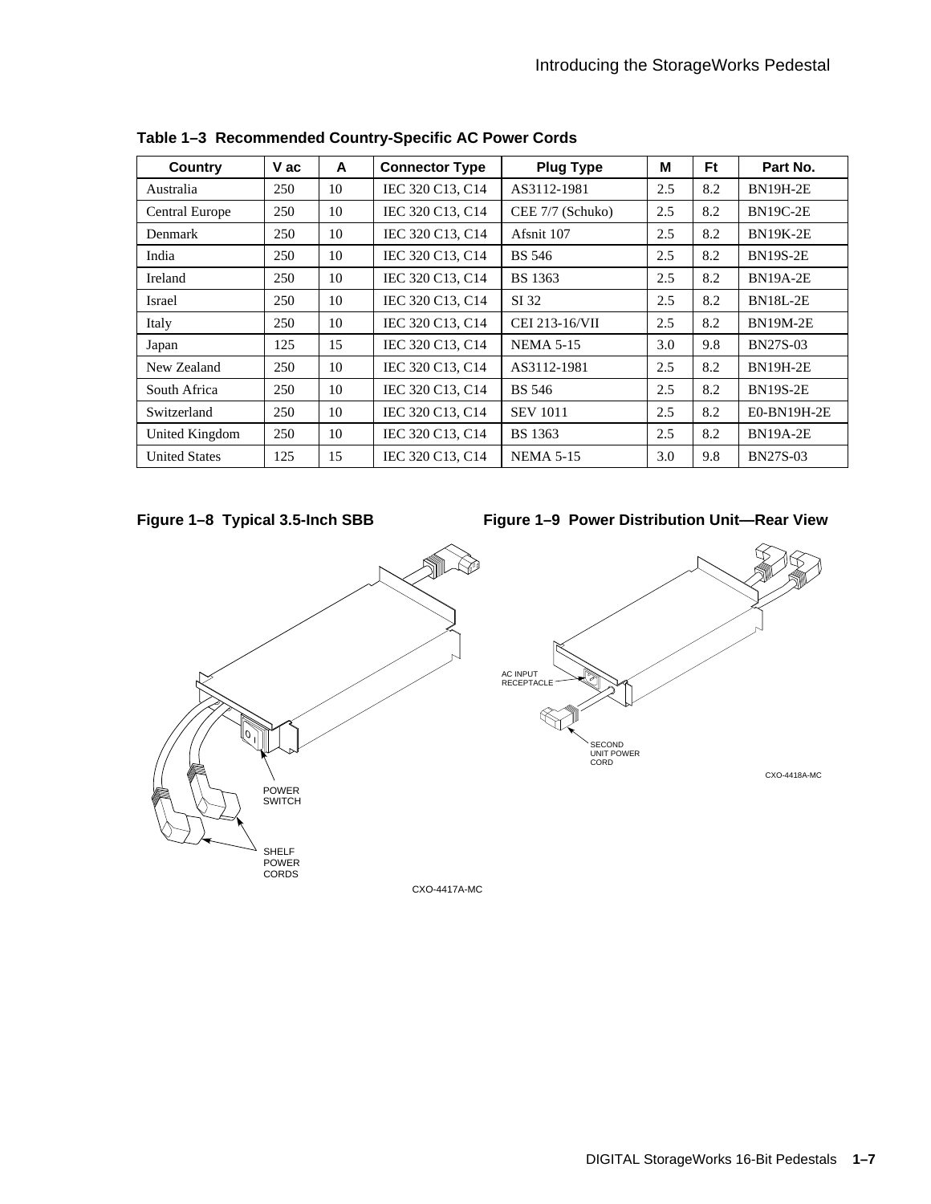**Table 1–3 Recommended Country-Specific AC Power Cords**

| Country | V ac | A | Connector Type | Plug Type | M | Ft | Part No. |
|---|---|---|---|---|---|---|---|
| Australia | 250 | 10 | IEC 320 C13, C14 | AS3112-1981 | 2.5 | 8.2 | BN19H-2E |
| Central Europe | 250 | 10 | IEC 320 C13, C14 | CEE 7/7 (Schuko) | 2.5 | 8.2 | BN19C-2E |
| Denmark | 250 | 10 | IEC 320 C13, C14 | Afsnit 107 | 2.5 | 8.2 | BN19K-2E |
| India | 250 | 10 | IEC 320 C13, C14 | BS 546 | 2.5 | 8.2 | BN19S-2E |
| Ireland | 250 | 10 | IEC 320 C13, C14 | BS 1363 | 2.5 | 8.2 | BN19A-2E |
| Israel | 250 | 10 | IEC 320 C13, C14 | SI 32 | 2.5 | 8.2 | BN18L-2E |
| Italy | 250 | 10 | IEC 320 C13, C14 | CEI 213-16/VII | 2.5 | 8.2 | BN19M-2E |
| Japan | 125 | 15 | IEC 320 C13, C14 | NEMA 5-15 | 3.0 | 9.8 | BN27S-03 |
| New Zealand | 250 | 10 | IEC 320 C13, C14 | AS3112-1981 | 2.5 | 8.2 | BN19H-2E |
| South Africa | 250 | 10 | IEC 320 C13, C14 | BS 546 | 2.5 | 8.2 | BN19S-2E |
| Switzerland | 250 | 10 | IEC 320 C13, C14 | SEV 1011 | 2.5 | 8.2 | E0-BN19H-2E |
| United Kingdom | 250 | 10 | IEC 320 C13, C14 | BS 1363 | 2.5 | 8.2 | BN19A-2E |
| United States | 125 | 15 | IEC 320 C13, C14 | NEMA 5-15 | 3.0 | 9.8 | BN27S-03 |

**Figure 1–8 Typical 3.5-Inch SBB**

POWER SWITCH

SHELF POWER CORDS

CXO-4417A-MC

**Figure 1–9 Power Distribution Unit—Rear View**

AC INPUT RECEPTACLE

SECOND UNIT POWER CORD

CXO-4418A-MC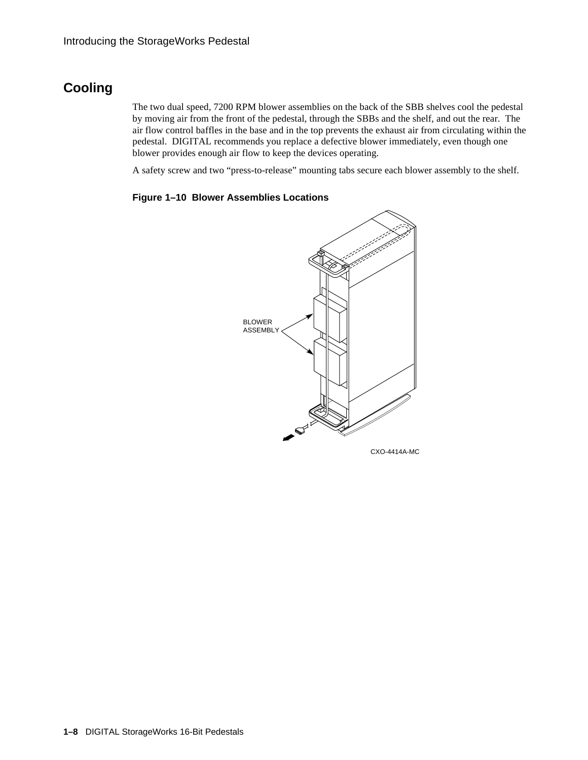## Cooling

The two dual speed, 7200 RPM blower assemblies on the back of the SBB shelves cool the pedestal by moving air from the front of the pedestal, through the SBBs and the shelf, and out the rear. The air flow control baffles in the base and in the top prevents the exhaust air from circulating within the pedestal. DIGITAL recommends you replace a defective blower immediately, even though one blower provides enough air flow to keep the devices operating.

A safety screw and two “press-to-release” mounting tabs secure each blower assembly to the shelf.

**Figure 1–10 Blower Assemblies Locations**

BLOWER ASSEMBLY

CXO-4414A-MC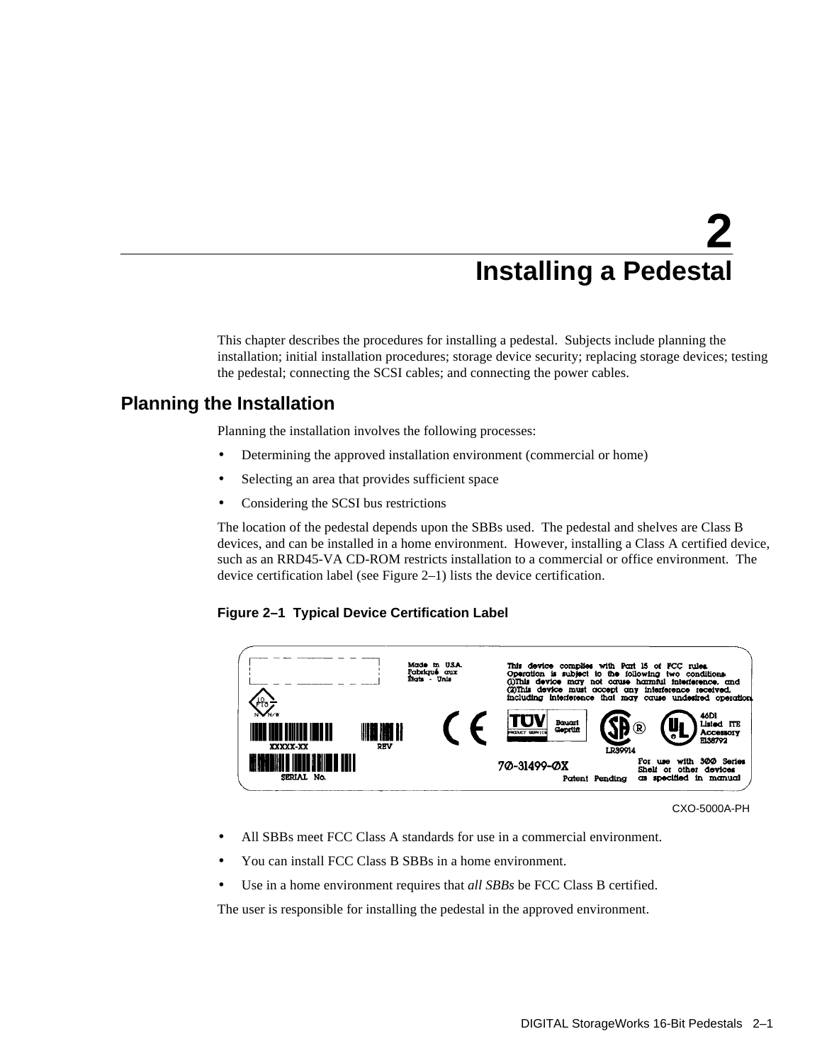# 2 Installing a Pedestal

This chapter describes the procedures for installing a pedestal. Subjects include planning the installation; initial installation procedures; storage device security; replacing storage devices; testing the pedestal; connecting the SCSI cables; and connecting the power cables.

## Planning the Installation

Planning the installation involves the following processes:

- Determining the approved installation environment (commercial or home)
- Selecting an area that provides sufficient space
- Considering the SCSI bus restrictions

The location of the pedestal depends upon the SBBs used. The pedestal and shelves are Class B devices, and can be installed in a home environment. However, installing a Class A certified device, such as an RRD45-VA CD-ROM restricts installation to a commercial or office environment. The device certification label (see Figure 2–1) lists the device certification.

**Figure 2–1 Typical Device Certification Label**

CXO-5000A-PH

- All SBBs meet FCC Class A standards for use in a commercial environment.
- You can install FCC Class B SBBs in a home environment.
- Use in a home environment requires that *all SBBs* be FCC Class B certified.

The user is responsible for installing the pedestal in the approved environment.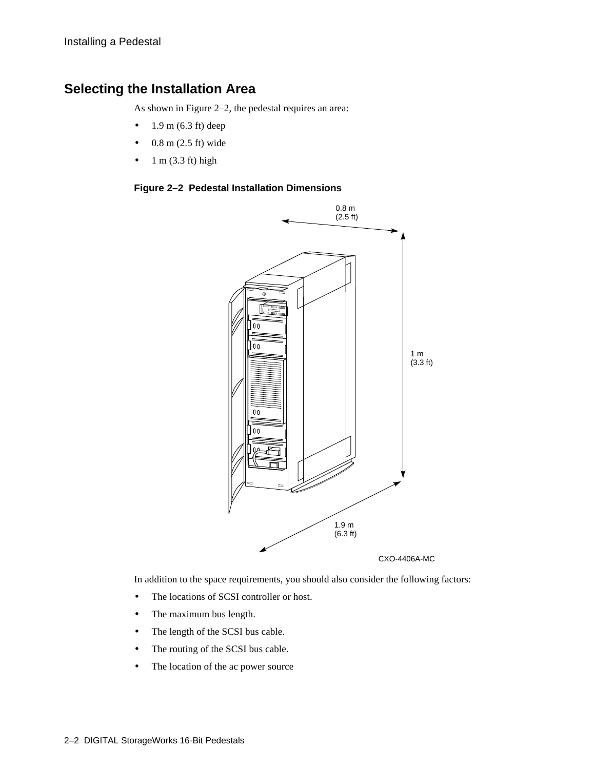## Selecting the Installation Area

As shown in Figure 2–2, the pedestal requires an area:

- 1.9 m (6.3 ft) deep
- 0.8 m (2.5 ft) wide
- 1 m (3.3 ft) high

**Figure 2–2 Pedestal Installation Dimensions**

0.8 m (2.5 ft)

1 m (3.3 ft)

1.9 m (6.3 ft)

CXO-4406A-MC

In addition to the space requirements, you should also consider the following factors:

- The locations of SCSI controller or host.
- The maximum bus length.
- The length of the SCSI bus cable.
- The routing of the SCSI bus cable.
- The location of the ac power source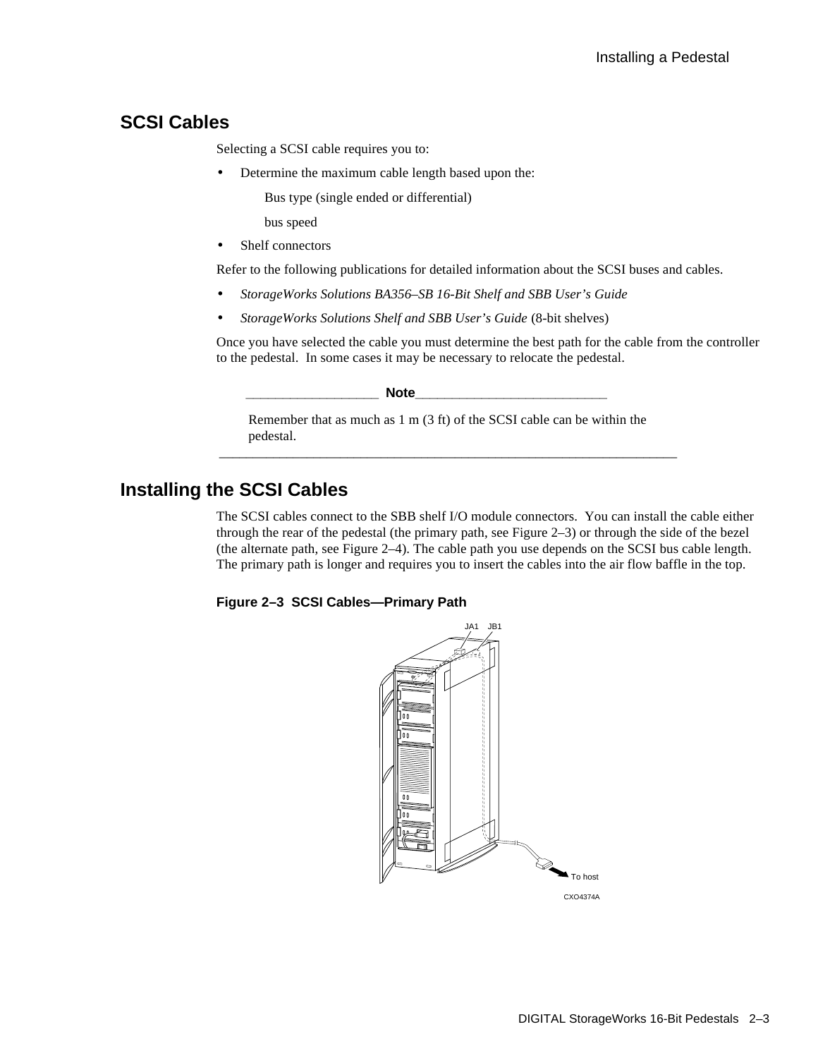## SCSI Cables

Selecting a SCSI cable requires you to:

- Determine the maximum cable length based upon the:

    Bus type (single ended or differential)

    bus speed

- Shelf connectors

Refer to the following publications for detailed information about the SCSI buses and cables.

- *StorageWorks Solutions BA356–SB 16-Bit Shelf and SBB User's Guide*
- *StorageWorks Solutions Shelf and SBB User's Guide* (8-bit shelves)

Once you have selected the cable you must determine the best path for the cable from the controller to the pedestal. In some cases it may be necessary to relocate the pedestal.

> **Note**
>
> Remember that as much as 1 m (3 ft) of the SCSI cable can be within the pedestal.

## Installing the SCSI Cables

The SCSI cables connect to the SBB shelf I/O module connectors. You can install the cable either through the rear of the pedestal (the primary path, see Figure 2–3) or through the side of the bezel (the alternate path, see Figure 2–4). The cable path you use depends on the SCSI bus cable length. The primary path is longer and requires you to insert the cables into the air flow baffle in the top.

**Figure 2–3 SCSI Cables—Primary Path**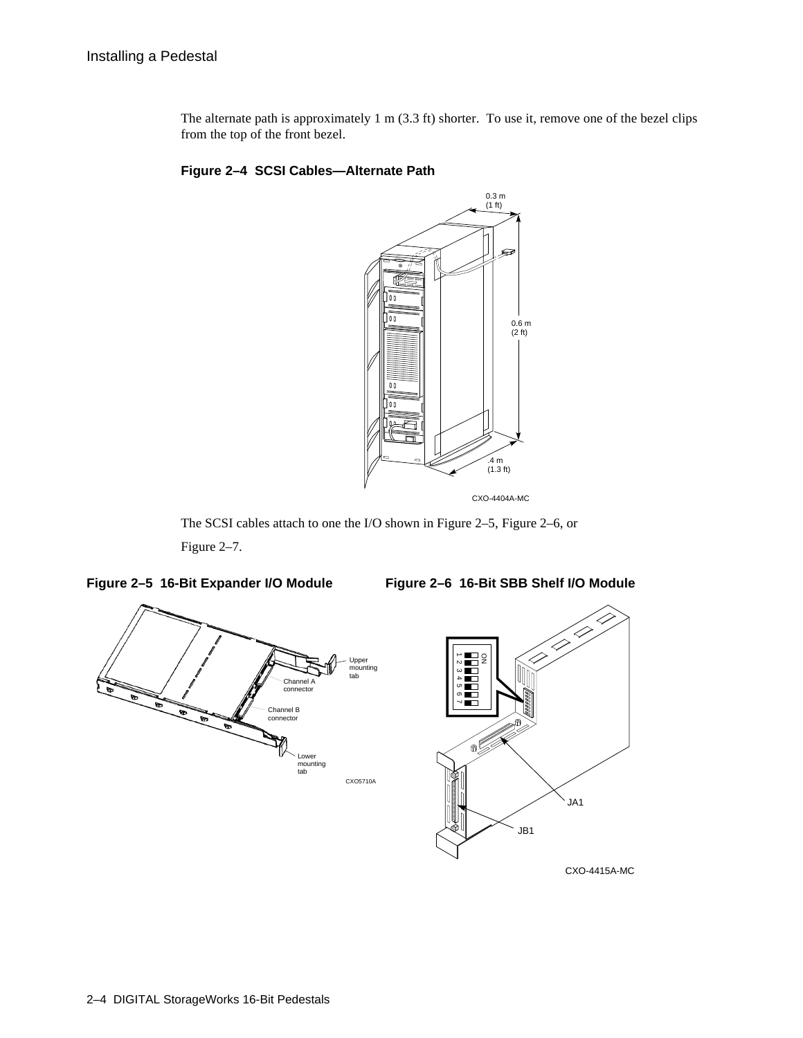The alternate path is approximately 1 m (3.3 ft) shorter.  To use it, remove one of the bezel clips from the top of the front bezel.

**Figure 2–4  SCSI Cables—Alternate Path**

The SCSI cables attach to one the I/O shown in Figure 2–5, Figure 2–6, or Figure 2–7.

**Figure 2–5  16-Bit Expander I/O Module**

**Figure 2–6  16-Bit SBB Shelf I/O Module**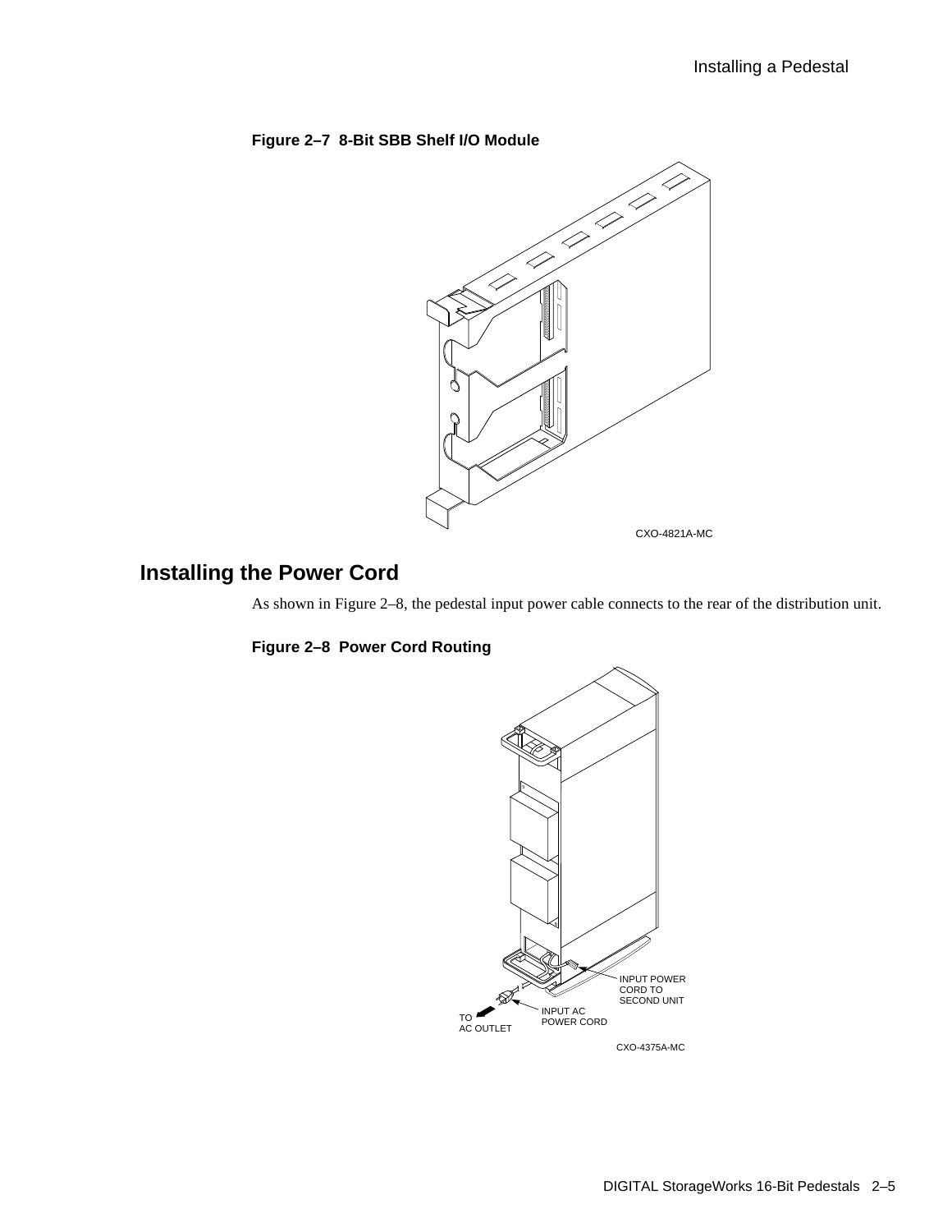**Figure 2–7 8-Bit SBB Shelf I/O Module**

CXO-4821A-MC

## Installing the Power Cord

As shown in Figure 2–8, the pedestal input power cable connects to the rear of the distribution unit.

**Figure 2–8 Power Cord Routing**

INPUT POWER CORD TO SECOND UNIT

TO AC OUTLET

INPUT AC POWER CORD

CXO-4375A-MC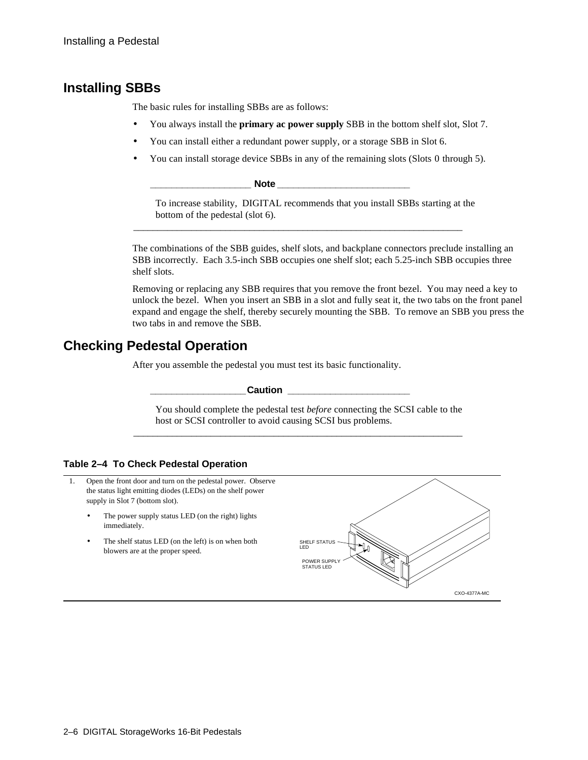## Installing SBBs

The basic rules for installing SBBs are as follows:

- You always install the **primary ac power supply** SBB in the bottom shelf slot, Slot 7.
- You can install either a redundant power supply, or a storage SBB in Slot 6.
- You can install storage device SBBs in any of the remaining slots (Slots 0 through 5).

**Note**

To increase stability, DIGITAL recommends that you install SBBs starting at the bottom of the pedestal (slot 6).

---

The combinations of the SBB guides, shelf slots, and backplane connectors preclude installing an SBB incorrectly. Each 3.5-inch SBB occupies one shelf slot; each 5.25-inch SBB occupies three shelf slots.

Removing or replacing any SBB requires that you remove the front bezel. You may need a key to unlock the bezel. When you insert an SBB in a slot and fully seat it, the two tabs on the front panel expand and engage the shelf, thereby securely mounting the SBB. To remove an SBB you press the two tabs in and remove the SBB.

## Checking Pedestal Operation

After you assemble the pedestal you must test its basic functionality.

**Caution**

You should complete the pedestal test *before* connecting the SCSI cable to the host or SCSI controller to avoid causing SCSI bus problems.

---

**Table 2–4 To Check Pedestal Operation**

| Step | Action | Illustration |
|---|---|---|
| 1. | Open the front door and turn on the pedestal power. Observe the status light emitting diodes (LEDs) on the shelf power supply in Slot 7 (bottom slot).<br>• The power supply status LED (on the right) lights immediately.<br>• The shelf status LED (on the left) is on when both blowers are at the proper speed. | SHELF STATUS LED<br>POWER SUPPLY STATUS LED<br>CXO-4377A-MC |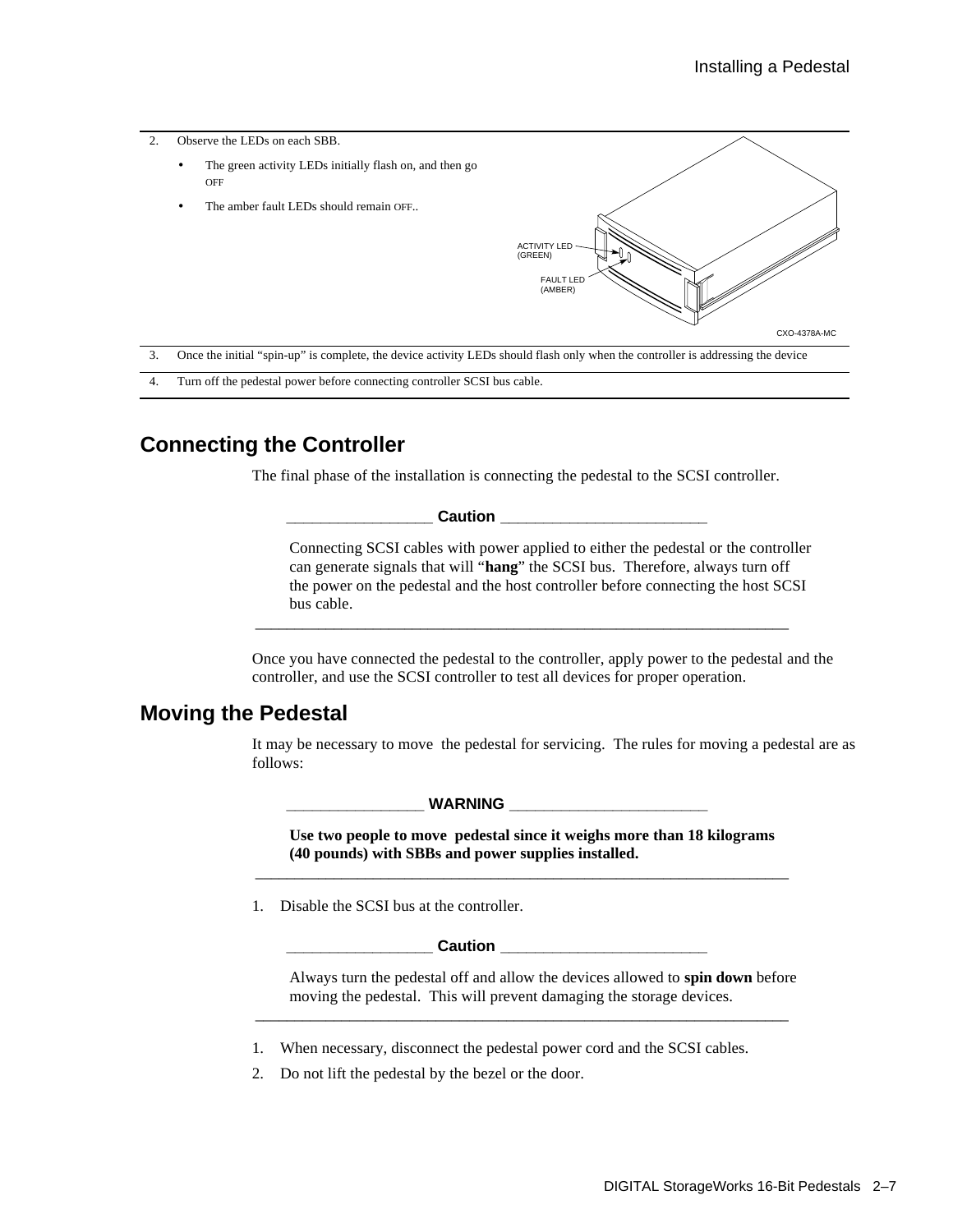| | |
|---|---|
| 2. | Observe the LEDs on each SBB.<br>• The green activity LEDs initially flash on, and then go OFF<br>• The amber fault LEDs should remain OFF.. |
| 3. | Once the initial “spin-up” is complete, the device activity LEDs should flash only when the controller is addressing the device |
| 4. | Turn off the pedestal power before connecting controller SCSI bus cable. |

## Connecting the Controller

The final phase of the installation is connecting the pedestal to the SCSI controller.

**Caution**

Connecting SCSI cables with power applied to either the pedestal or the controller can generate signals that will “**hang**” the SCSI bus. Therefore, always turn off the power on the pedestal and the host controller before connecting the host SCSI bus cable.

---

Once you have connected the pedestal to the controller, apply power to the pedestal and the controller, and use the SCSI controller to test all devices for proper operation.

## Moving the Pedestal

It may be necessary to move the pedestal for servicing. The rules for moving a pedestal are as follows:

**WARNING**

**Use two people to move pedestal since it weighs more than 18 kilograms (40 pounds) with SBBs and power supplies installed.**

---

1. Disable the SCSI bus at the controller.

**Caution**

Always turn the pedestal off and allow the devices allowed to **spin down** before moving the pedestal. This will prevent damaging the storage devices.

---

1. When necessary, disconnect the pedestal power cord and the SCSI cables.
2. Do not lift the pedestal by the bezel or the door.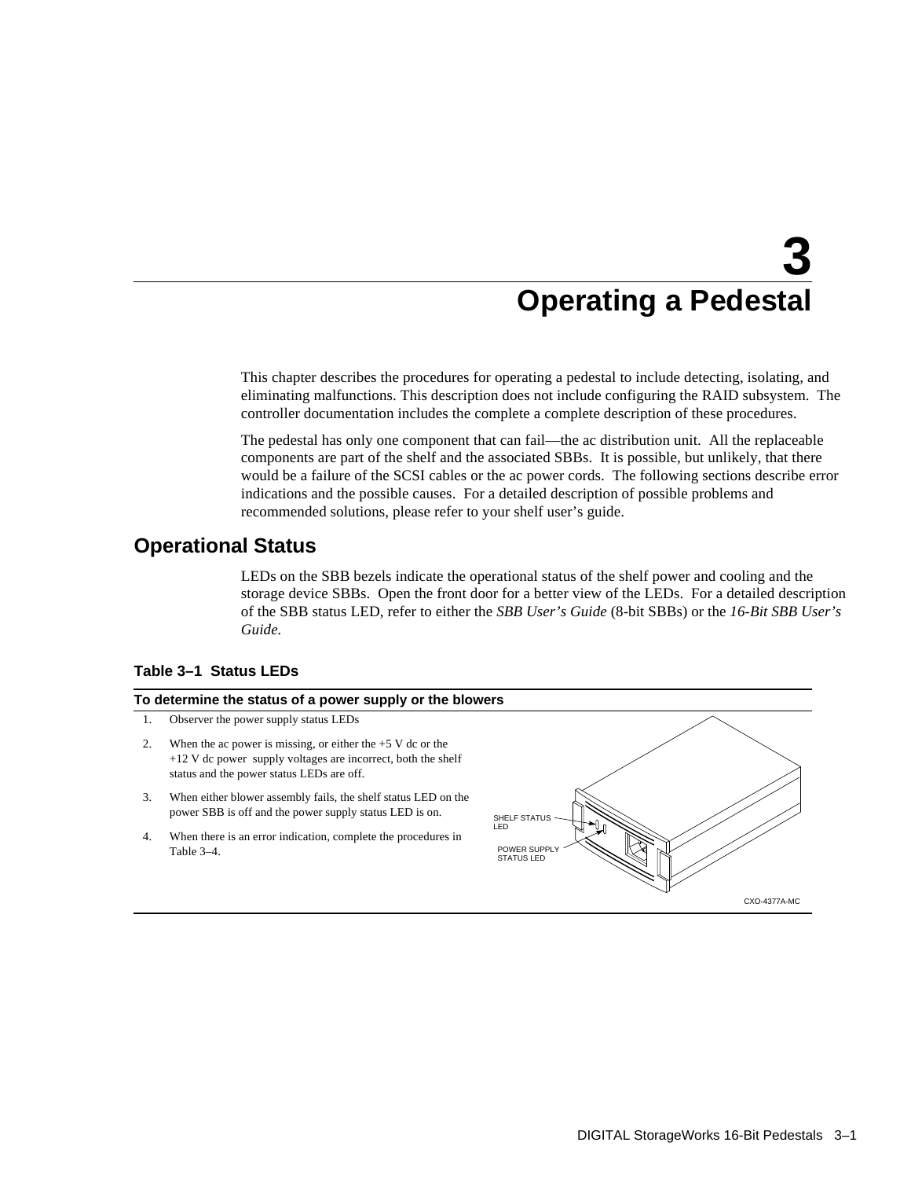# 3 Operating a Pedestal

This chapter describes the procedures for operating a pedestal to include detecting, isolating, and eliminating malfunctions. This description does not include configuring the RAID subsystem. The controller documentation includes the complete a complete description of these procedures.

The pedestal has only one component that can fail—the ac distribution unit. All the replaceable components are part of the shelf and the associated SBBs. It is possible, but unlikely, that there would be a failure of the SCSI cables or the ac power cords. The following sections describe error indications and the possible causes. For a detailed description of possible problems and recommended solutions, please refer to your shelf user's guide.

## Operational Status

LEDs on the SBB bezels indicate the operational status of the shelf power and cooling and the storage device SBBs. Open the front door for a better view of the LEDs. For a detailed description of the SBB status LED, refer to either the *SBB User's Guide* (8-bit SBBs) or the *16-Bit SBB User's Guide.*

**Table 3–1 Status LEDs**

**To determine the status of a power supply or the blowers**

1. Observer the power supply status LEDs
2. When the ac power is missing, or either the +5 V dc or the +12 V dc power supply voltages are incorrect, both the shelf status and the power status LEDs are off.
3. When either blower assembly fails, the shelf status LED on the power SBB is off and the power supply status LED is on.
4. When there is an error indication, complete the procedures in Table 3–4.

SHELF STATUS LED

POWER SUPPLY STATUS LED

CXO-4377A-MC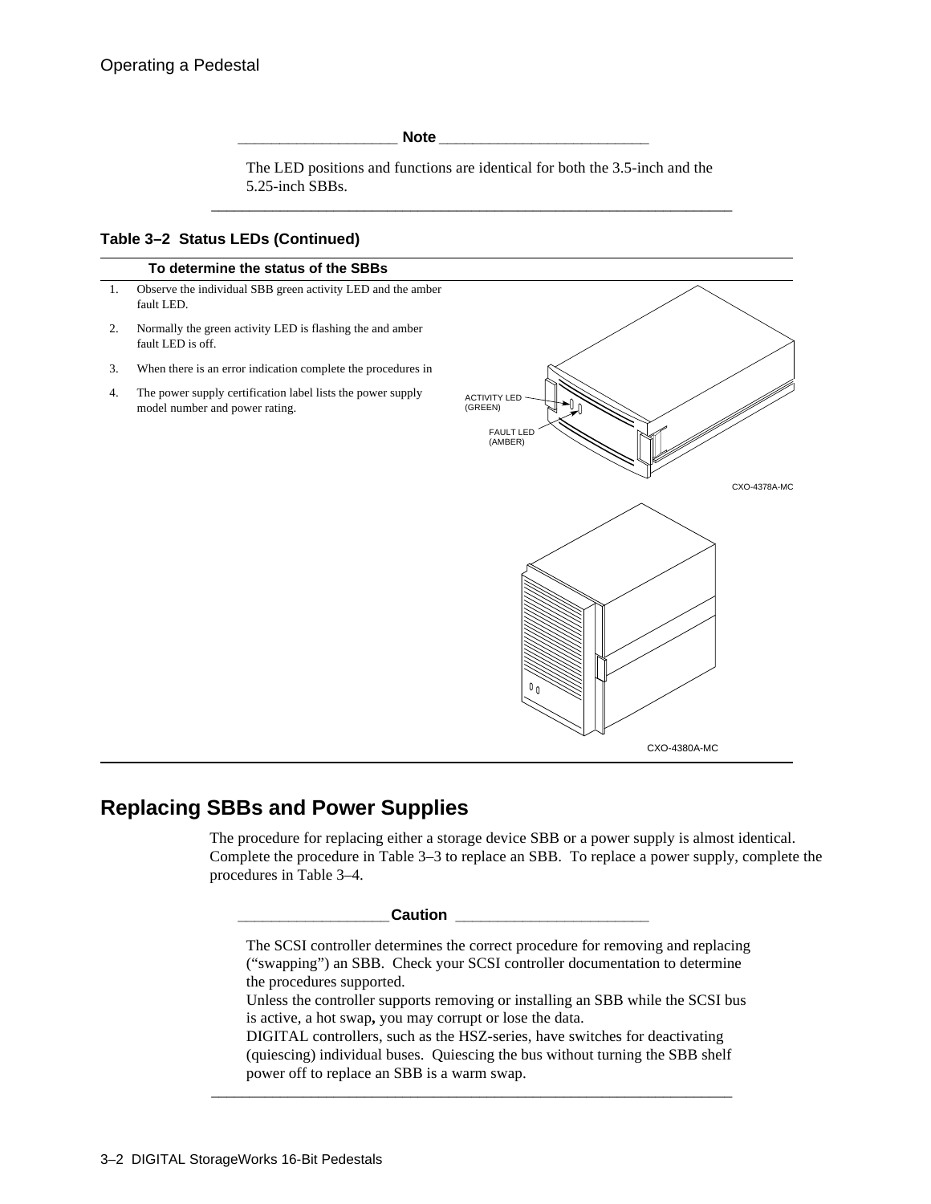**Note**

The LED positions and functions are identical for both the 3.5-inch and the 5.25-inch SBBs.

**Table 3–2 Status LEDs (Continued)**

| To determine the status of the SBBs |
|---|
| 1. Observe the individual SBB green activity LED and the amber fault LED. |
| 2. Normally the green activity LED is flashing the and amber fault LED is off. |
| 3. When there is an error indication complete the procedures in |
| 4. The power supply certification label lists the power supply model number and power rating. |

ACTIVITY LED (GREEN)

FAULT LED (AMBER)

CXO-4378A-MC

CXO-4380A-MC

## Replacing SBBs and Power Supplies

The procedure for replacing either a storage device SBB or a power supply is almost identical. Complete the procedure in Table 3–3 to replace an SBB. To replace a power supply, complete the procedures in Table 3–4.

**Caution**

The SCSI controller determines the correct procedure for removing and replacing ("swapping") an SBB. Check your SCSI controller documentation to determine the procedures supported.

Unless the controller supports removing or installing an SBB while the SCSI bus is active, a hot swap**,** you may corrupt or lose the data.

DIGITAL controllers, such as the HSZ-series, have switches for deactivating (quiescing) individual buses. Quiescing the bus without turning the SBB shelf power off to replace an SBB is a warm swap.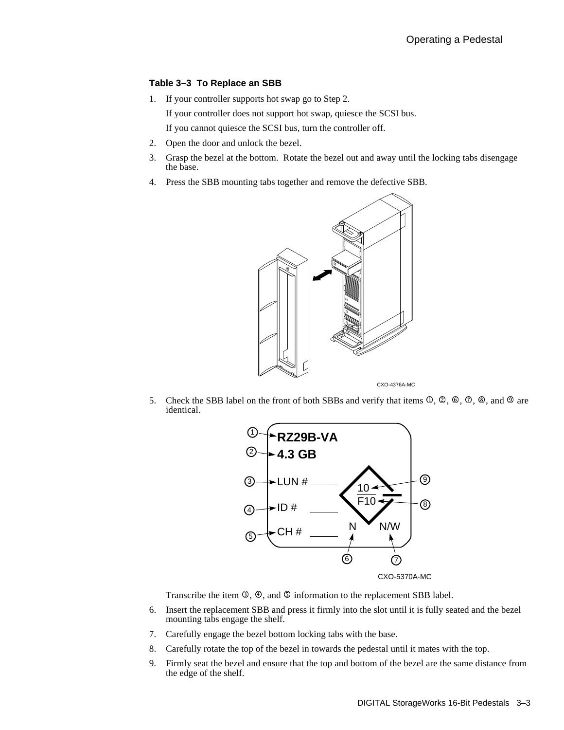**Table 3–3 To Replace an SBB**

1. If your controller supports hot swap go to Step 2.

   If your controller does not support hot swap, quiesce the SCSI bus.

   If you cannot quiesce the SCSI bus, turn the controller off.

2. Open the door and unlock the bezel.
3. Grasp the bezel at the bottom. Rotate the bezel out and away until the locking tabs disengage the base.
4. Press the SBB mounting tabs together and remove the defective SBB.

CXO-4376A-MC

5. Check the SBB label on the front of both SBBs and verify that items ①, ②, ⑥, ⑦, ⑧, and ⑨ are identical.

   ① RZ29B-VA
   ② 4.3 GB
   ③ LUN # ____
   ④ ID # ____
   ⑤ CH # ____
   ⑥ N
   ⑦ N/W
   ⑧ F10
   ⑨ 10

   CXO-5370A-MC

   Transcribe the item ③, ④, and ⑤ information to the replacement SBB label.

6. Insert the replacement SBB and press it firmly into the slot until it is fully seated and the bezel mounting tabs engage the shelf.
7. Carefully engage the bezel bottom locking tabs with the base.
8. Carefully rotate the top of the bezel in towards the pedestal until it mates with the top.
9. Firmly seat the bezel and ensure that the top and bottom of the bezel are the same distance from the edge of the shelf.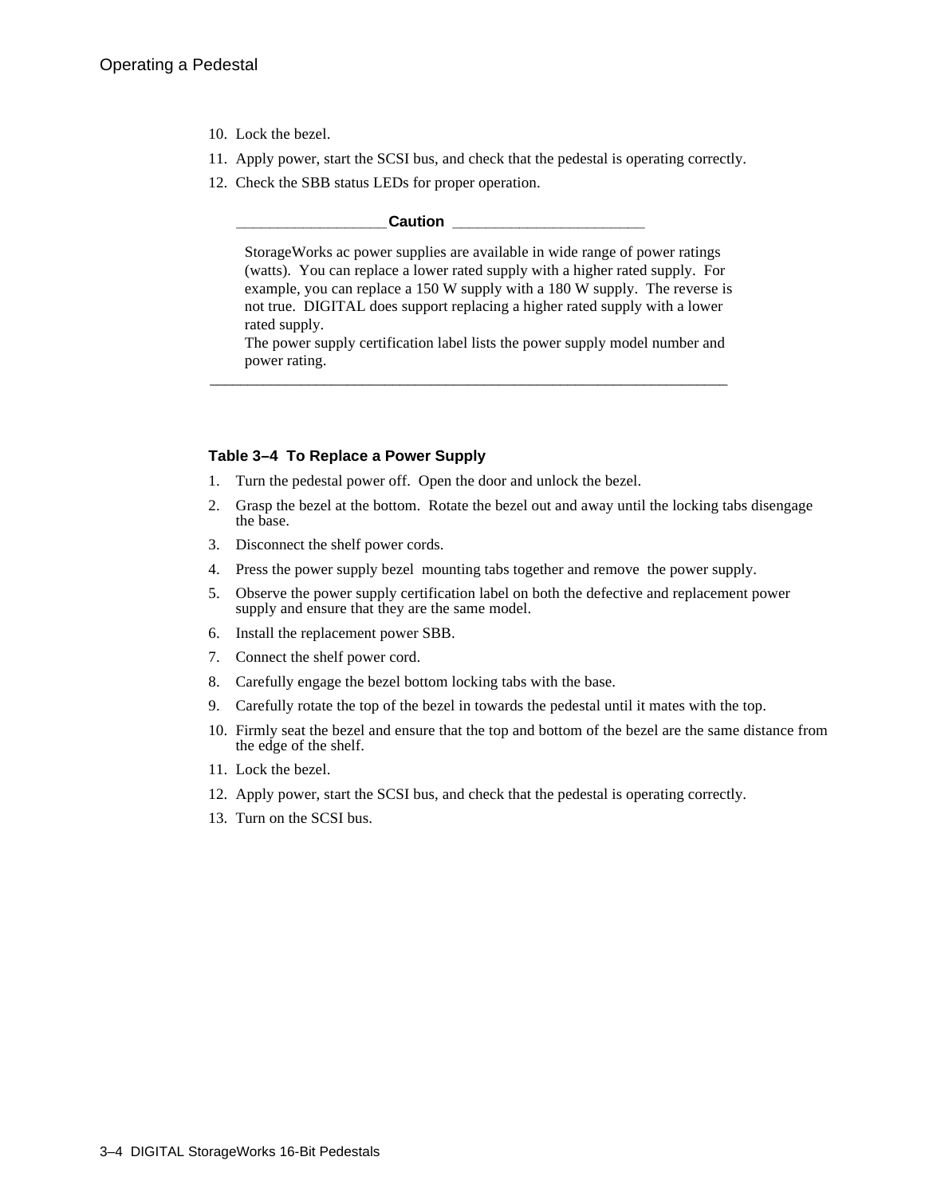10. Lock the bezel.
11. Apply power, start the SCSI bus, and check that the pedestal is operating correctly.
12. Check the SBB status LEDs for proper operation.

**Caution**

StorageWorks ac power supplies are available in wide range of power ratings (watts). You can replace a lower rated supply with a higher rated supply. For example, you can replace a 150 W supply with a 180 W supply. The reverse is not true. DIGITAL does support replacing a higher rated supply with a lower rated supply.
The power supply certification label lists the power supply model number and power rating.

---

**Table 3–4 To Replace a Power Supply**

1. Turn the pedestal power off. Open the door and unlock the bezel.
2. Grasp the bezel at the bottom. Rotate the bezel out and away until the locking tabs disengage the base.
3. Disconnect the shelf power cords.
4. Press the power supply bezel mounting tabs together and remove the power supply.
5. Observe the power supply certification label on both the defective and replacement power supply and ensure that they are the same model.
6. Install the replacement power SBB.
7. Connect the shelf power cord.
8. Carefully engage the bezel bottom locking tabs with the base.
9. Carefully rotate the top of the bezel in towards the pedestal until it mates with the top.
10. Firmly seat the bezel and ensure that the top and bottom of the bezel are the same distance from the edge of the shelf.
11. Lock the bezel.
12. Apply power, start the SCSI bus, and check that the pedestal is operating correctly.
13. Turn on the SCSI bus.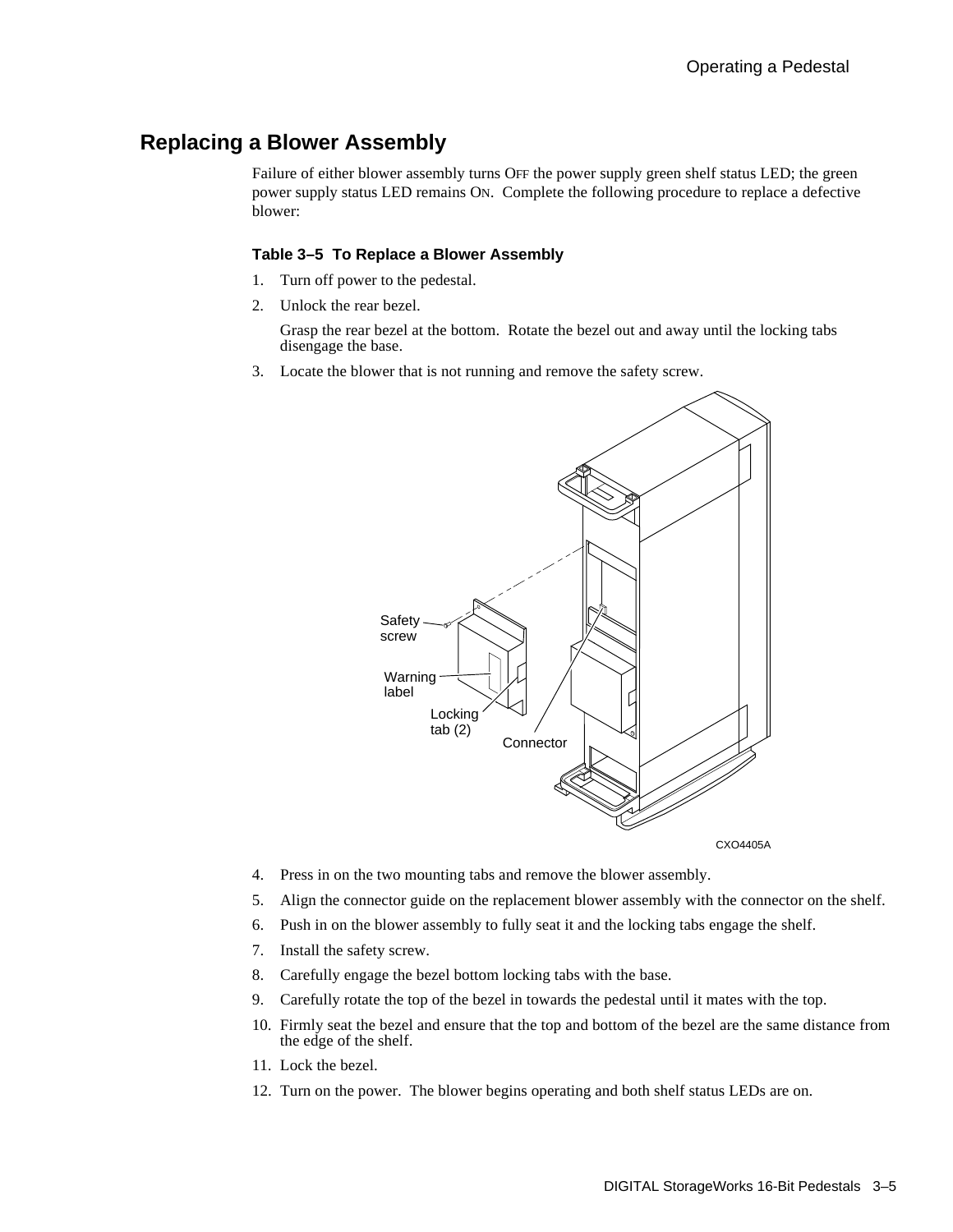## Replacing a Blower Assembly

Failure of either blower assembly turns OFF the power supply green shelf status LED; the green power supply status LED remains ON. Complete the following procedure to replace a defective blower:

**Table 3–5 To Replace a Blower Assembly**

1. Turn off power to the pedestal.
2. Unlock the rear bezel.

   Grasp the rear bezel at the bottom. Rotate the bezel out and away until the locking tabs disengage the base.
3. Locate the blower that is not running and remove the safety screw.

Safety screw

Warning label

Locking tab (2)

Connector

CXO4405A

4. Press in on the two mounting tabs and remove the blower assembly.
5. Align the connector guide on the replacement blower assembly with the connector on the shelf.
6. Push in on the blower assembly to fully seat it and the locking tabs engage the shelf.
7. Install the safety screw.
8. Carefully engage the bezel bottom locking tabs with the base.
9. Carefully rotate the top of the bezel in towards the pedestal until it mates with the top.
10. Firmly seat the bezel and ensure that the top and bottom of the bezel are the same distance from the edge of the shelf.
11. Lock the bezel.
12. Turn on the power. The blower begins operating and both shelf status LEDs are on.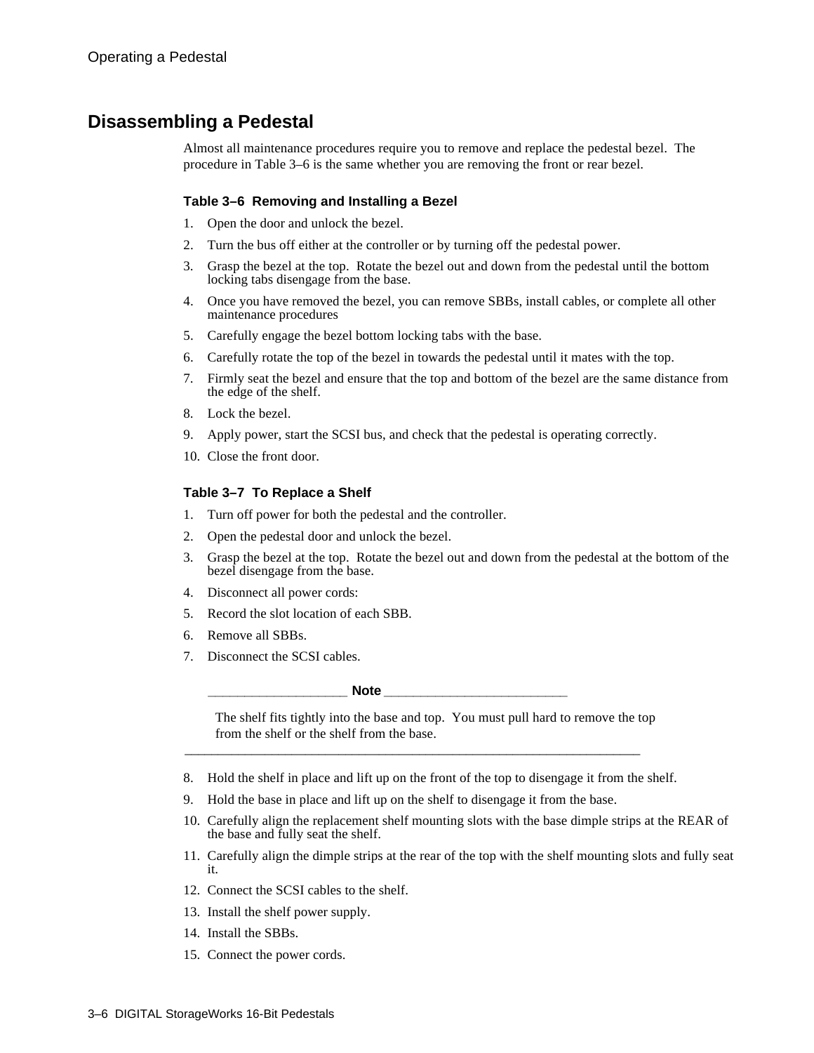## Disassembling a Pedestal

Almost all maintenance procedures require you to remove and replace the pedestal bezel. The procedure in Table 3–6 is the same whether you are removing the front or rear bezel.

**Table 3–6 Removing and Installing a Bezel**

1. Open the door and unlock the bezel.
2. Turn the bus off either at the controller or by turning off the pedestal power.
3. Grasp the bezel at the top. Rotate the bezel out and down from the pedestal until the bottom locking tabs disengage from the base.
4. Once you have removed the bezel, you can remove SBBs, install cables, or complete all other maintenance procedures
5. Carefully engage the bezel bottom locking tabs with the base.
6. Carefully rotate the top of the bezel in towards the pedestal until it mates with the top.
7. Firmly seat the bezel and ensure that the top and bottom of the bezel are the same distance from the edge of the shelf.
8. Lock the bezel.
9. Apply power, start the SCSI bus, and check that the pedestal is operating correctly.
10. Close the front door.

**Table 3–7 To Replace a Shelf**

1. Turn off power for both the pedestal and the controller.
2. Open the pedestal door and unlock the bezel.
3. Grasp the bezel at the top. Rotate the bezel out and down from the pedestal at the bottom of the bezel disengage from the base.
4. Disconnect all power cords:
5. Record the slot location of each SBB.
6. Remove all SBBs.
7. Disconnect the SCSI cables.

**Note**

The shelf fits tightly into the base and top. You must pull hard to remove the top from the shelf or the shelf from the base.

8. Hold the shelf in place and lift up on the front of the top to disengage it from the shelf.
9. Hold the base in place and lift up on the shelf to disengage it from the base.
10. Carefully align the replacement shelf mounting slots with the base dimple strips at the REAR of the base and fully seat the shelf.
11. Carefully align the dimple strips at the rear of the top with the shelf mounting slots and fully seat it.
12. Connect the SCSI cables to the shelf.
13. Install the shelf power supply.
14. Install the SBBs.
15. Connect the power cords.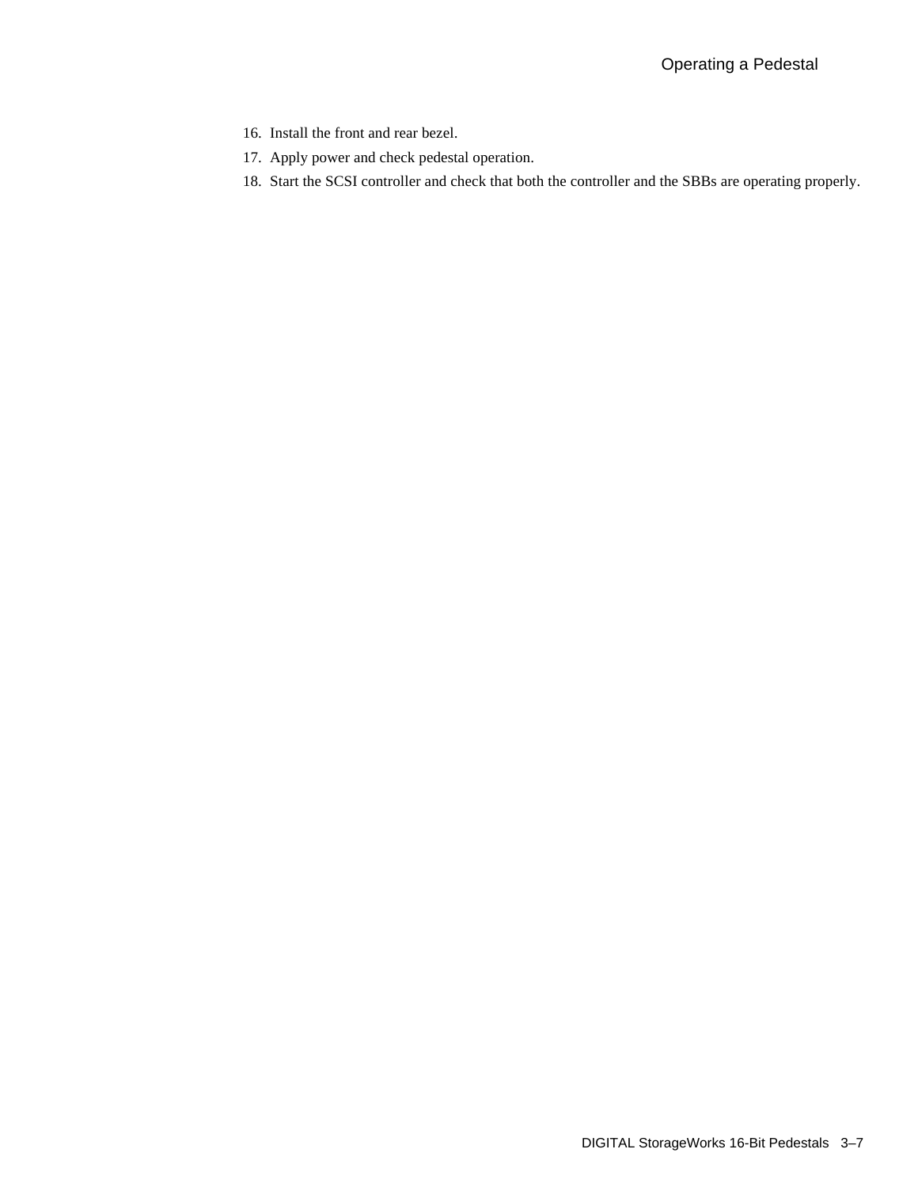16. Install the front and rear bezel.
17. Apply power and check pedestal operation.
18. Start the SCSI controller and check that both the controller and the SBBs are operating properly.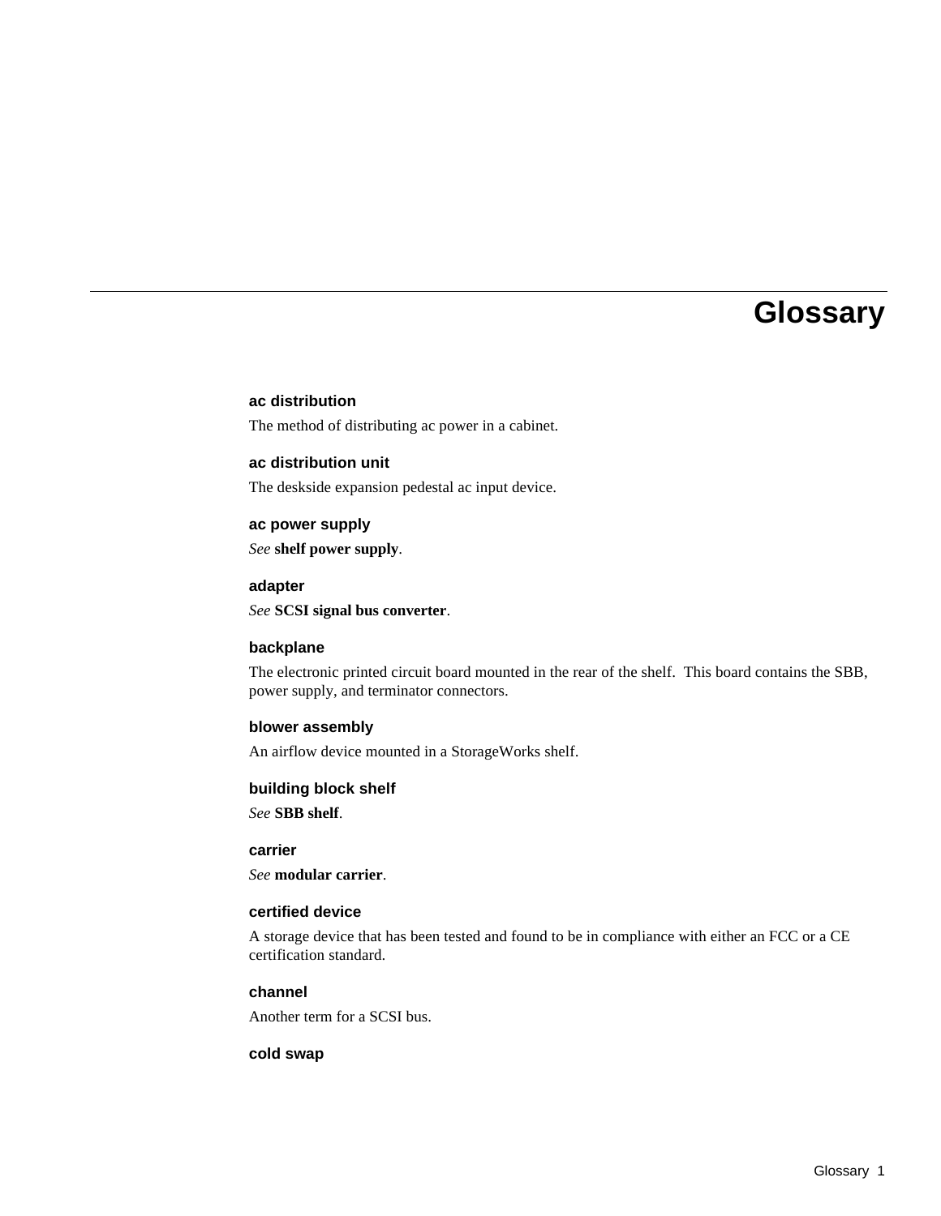# Glossary

### ac distribution

The method of distributing ac power in a cabinet.

### ac distribution unit

The deskside expansion pedestal ac input device.

### ac power supply

*See* **shelf power supply**.

### adapter

*See* **SCSI signal bus converter**.

### backplane

The electronic printed circuit board mounted in the rear of the shelf.  This board contains the SBB, power supply, and terminator connectors.

### blower assembly

An airflow device mounted in a StorageWorks shelf.

### building block shelf

*See* **SBB shelf**.

### carrier

*See* **modular carrier**.

### certified device

A storage device that has been tested and found to be in compliance with either an FCC or a CE certification standard.

### channel

Another term for a SCSI bus.

### cold swap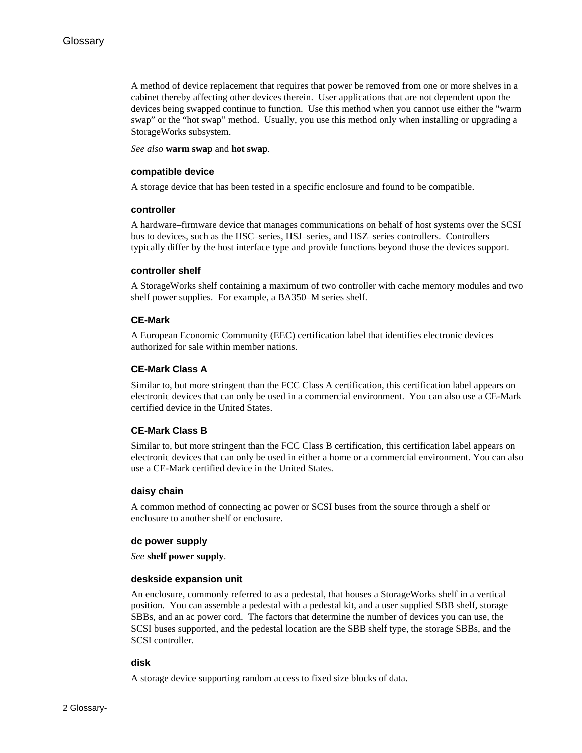A method of device replacement that requires that power be removed from one or more shelves in a cabinet thereby affecting other devices therein. User applications that are not dependent upon the devices being swapped continue to function. Use this method when you cannot use either the "warm swap" or the "hot swap" method. Usually, you use this method only when installing or upgrading a StorageWorks subsystem.

*See also* **warm swap** and **hot swap**.

### compatible device

A storage device that has been tested in a specific enclosure and found to be compatible.

### controller

A hardware–firmware device that manages communications on behalf of host systems over the SCSI bus to devices, such as the HSC–series, HSJ–series, and HSZ–series controllers. Controllers typically differ by the host interface type and provide functions beyond those the devices support.

### controller shelf

A StorageWorks shelf containing a maximum of two controller with cache memory modules and two shelf power supplies. For example, a BA350–M series shelf.

### CE-Mark

A European Economic Community (EEC) certification label that identifies electronic devices authorized for sale within member nations.

### CE-Mark Class A

Similar to, but more stringent than the FCC Class A certification, this certification label appears on electronic devices that can only be used in a commercial environment. You can also use a CE-Mark certified device in the United States.

### CE-Mark Class B

Similar to, but more stringent than the FCC Class B certification, this certification label appears on electronic devices that can only be used in either a home or a commercial environment. You can also use a CE-Mark certified device in the United States.

### daisy chain

A common method of connecting ac power or SCSI buses from the source through a shelf or enclosure to another shelf or enclosure.

### dc power supply

*See* **shelf power supply**.

### deskside expansion unit

An enclosure, commonly referred to as a pedestal, that houses a StorageWorks shelf in a vertical position. You can assemble a pedestal with a pedestal kit, and a user supplied SBB shelf, storage SBBs, and an ac power cord. The factors that determine the number of devices you can use, the SCSI buses supported, and the pedestal location are the SBB shelf type, the storage SBBs, and the SCSI controller.

### disk

A storage device supporting random access to fixed size blocks of data.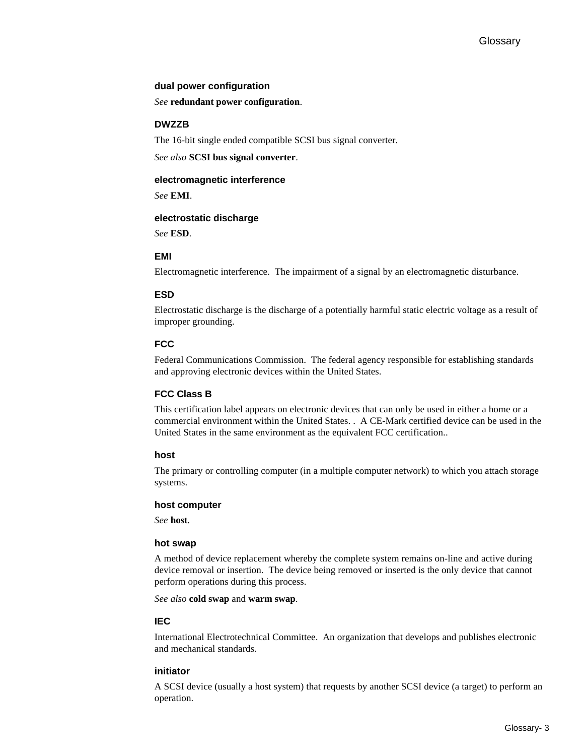### dual power configuration

*See* **redundant power configuration**.

### DWZZB

The 16-bit single ended compatible SCSI bus signal converter.

*See also* **SCSI bus signal converter**.

### electromagnetic interference

*See* **EMI**.

### electrostatic discharge

*See* **ESD**.

### EMI

Electromagnetic interference.  The impairment of a signal by an electromagnetic disturbance.

### ESD

Electrostatic discharge is the discharge of a potentially harmful static electric voltage as a result of improper grounding.

### FCC

Federal Communications Commission.  The federal agency responsible for establishing standards and approving electronic devices within the United States.

### FCC Class B

This certification label appears on electronic devices that can only be used in either a home or a commercial environment within the United States. .  A CE-Mark certified device can be used in the United States in the same environment as the equivalent FCC certification..

### host

The primary or controlling computer (in a multiple computer network) to which you attach storage systems.

### host computer

*See* **host**.

### hot swap

A method of device replacement whereby the complete system remains on-line and active during device removal or insertion.  The device being removed or inserted is the only device that cannot perform operations during this process.

*See also* **cold swap** and **warm swap**.

### IEC

International Electrotechnical Committee.  An organization that develops and publishes electronic and mechanical standards.

### initiator

A SCSI device (usually a host system) that requests by another SCSI device (a target) to perform an operation.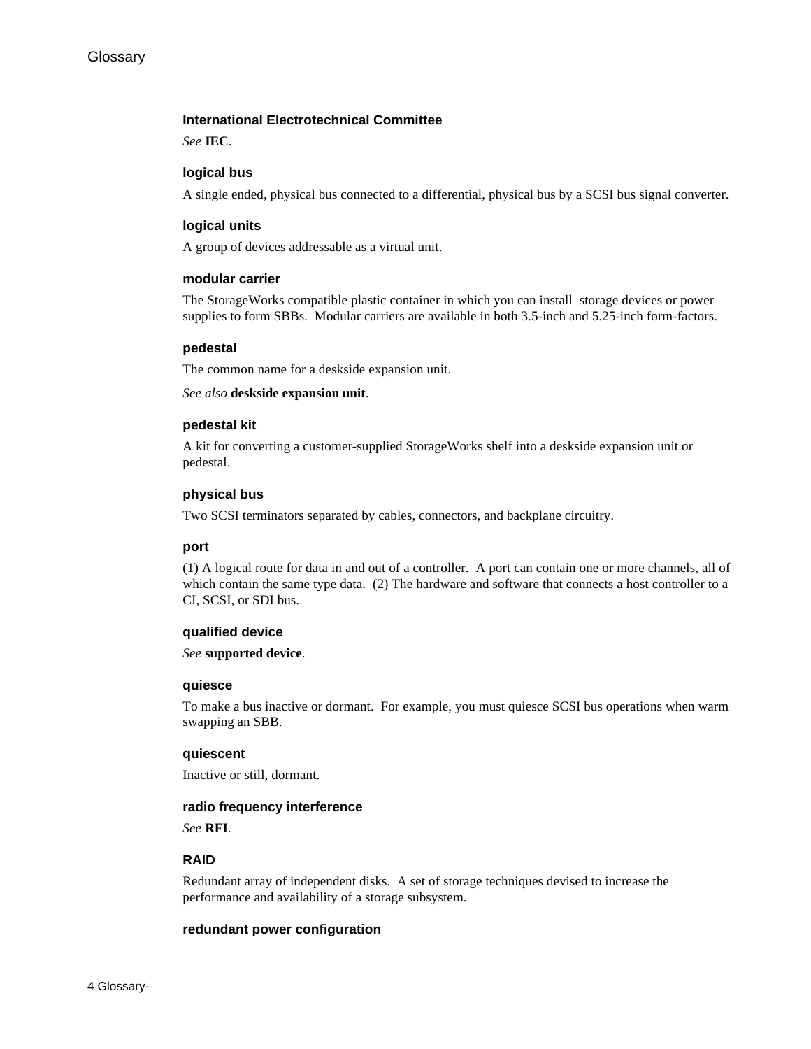### International Electrotechnical Committee

*See* **IEC**.

### logical bus

A single ended, physical bus connected to a differential, physical bus by a SCSI bus signal converter.

### logical units

A group of devices addressable as a virtual unit.

### modular carrier

The StorageWorks compatible plastic container in which you can install storage devices or power supplies to form SBBs. Modular carriers are available in both 3.5-inch and 5.25-inch form-factors.

### pedestal

The common name for a deskside expansion unit.

*See also* **deskside expansion unit**.

### pedestal kit

A kit for converting a customer-supplied StorageWorks shelf into a deskside expansion unit or pedestal.

### physical bus

Two SCSI terminators separated by cables, connectors, and backplane circuitry.

### port

(1) A logical route for data in and out of a controller. A port can contain one or more channels, all of which contain the same type data. (2) The hardware and software that connects a host controller to a CI, SCSI, or SDI bus.

### qualified device

*See* **supported device**.

### quiesce

To make a bus inactive or dormant. For example, you must quiesce SCSI bus operations when warm swapping an SBB.

### quiescent

Inactive or still, dormant.

### radio frequency interference

*See* **RFI**.

### RAID

Redundant array of independent disks. A set of storage techniques devised to increase the performance and availability of a storage subsystem.

### redundant power configuration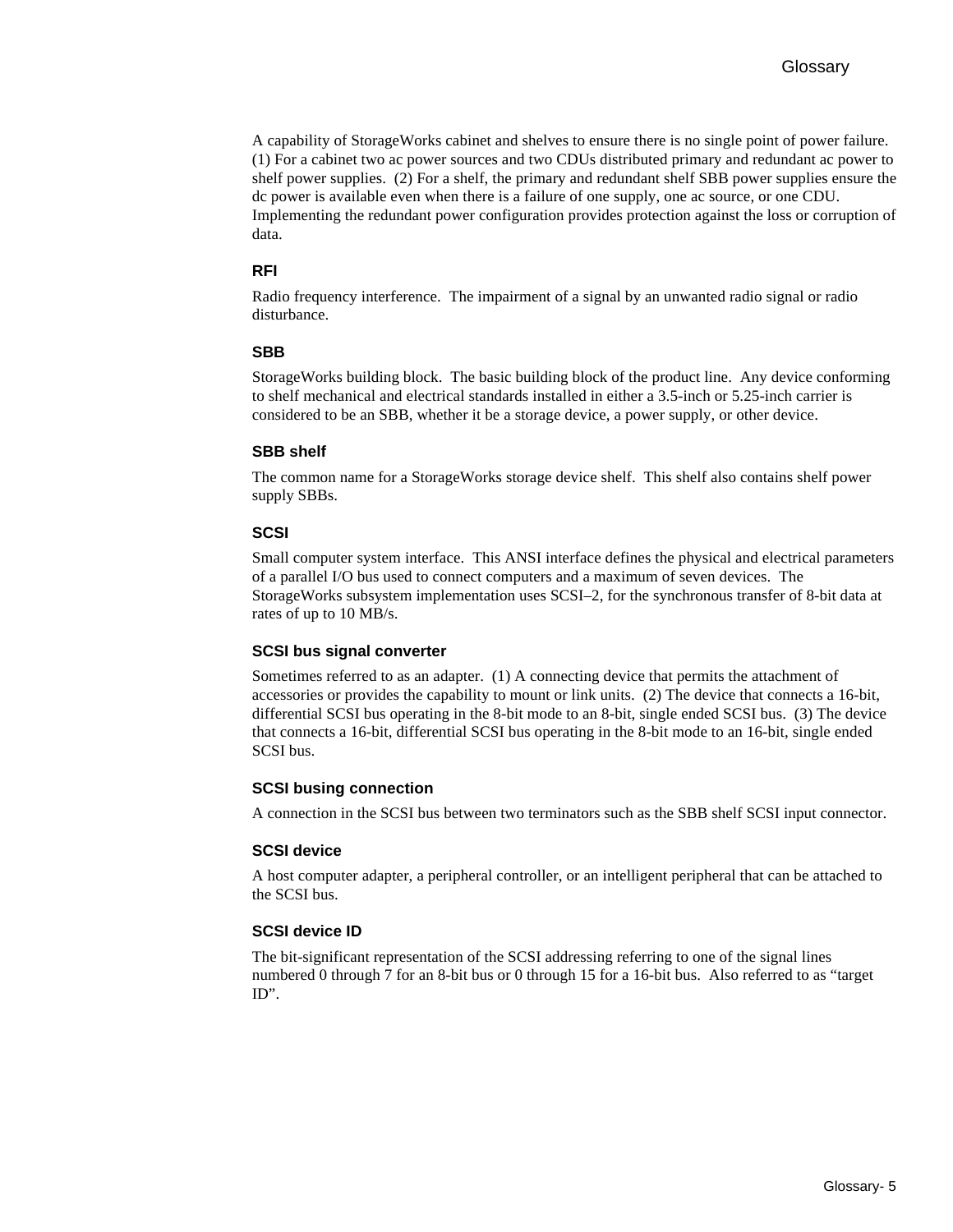A capability of StorageWorks cabinet and shelves to ensure there is no single point of power failure. (1) For a cabinet two ac power sources and two CDUs distributed primary and redundant ac power to shelf power supplies. (2) For a shelf, the primary and redundant shelf SBB power supplies ensure the dc power is available even when there is a failure of one supply, one ac source, or one CDU. Implementing the redundant power configuration provides protection against the loss or corruption of data.

### RFI

Radio frequency interference. The impairment of a signal by an unwanted radio signal or radio disturbance.

### SBB

StorageWorks building block. The basic building block of the product line. Any device conforming to shelf mechanical and electrical standards installed in either a 3.5-inch or 5.25-inch carrier is considered to be an SBB, whether it be a storage device, a power supply, or other device.

### SBB shelf

The common name for a StorageWorks storage device shelf. This shelf also contains shelf power supply SBBs.

### SCSI

Small computer system interface. This ANSI interface defines the physical and electrical parameters of a parallel I/O bus used to connect computers and a maximum of seven devices. The StorageWorks subsystem implementation uses SCSI–2, for the synchronous transfer of 8-bit data at rates of up to 10 MB/s.

### SCSI bus signal converter

Sometimes referred to as an adapter. (1) A connecting device that permits the attachment of accessories or provides the capability to mount or link units. (2) The device that connects a 16-bit, differential SCSI bus operating in the 8-bit mode to an 8-bit, single ended SCSI bus. (3) The device that connects a 16-bit, differential SCSI bus operating in the 8-bit mode to an 16-bit, single ended SCSI bus.

### SCSI busing connection

A connection in the SCSI bus between two terminators such as the SBB shelf SCSI input connector.

### SCSI device

A host computer adapter, a peripheral controller, or an intelligent peripheral that can be attached to the SCSI bus.

### SCSI device ID

The bit-significant representation of the SCSI addressing referring to one of the signal lines numbered 0 through 7 for an 8-bit bus or 0 through 15 for a 16-bit bus. Also referred to as “target ID”.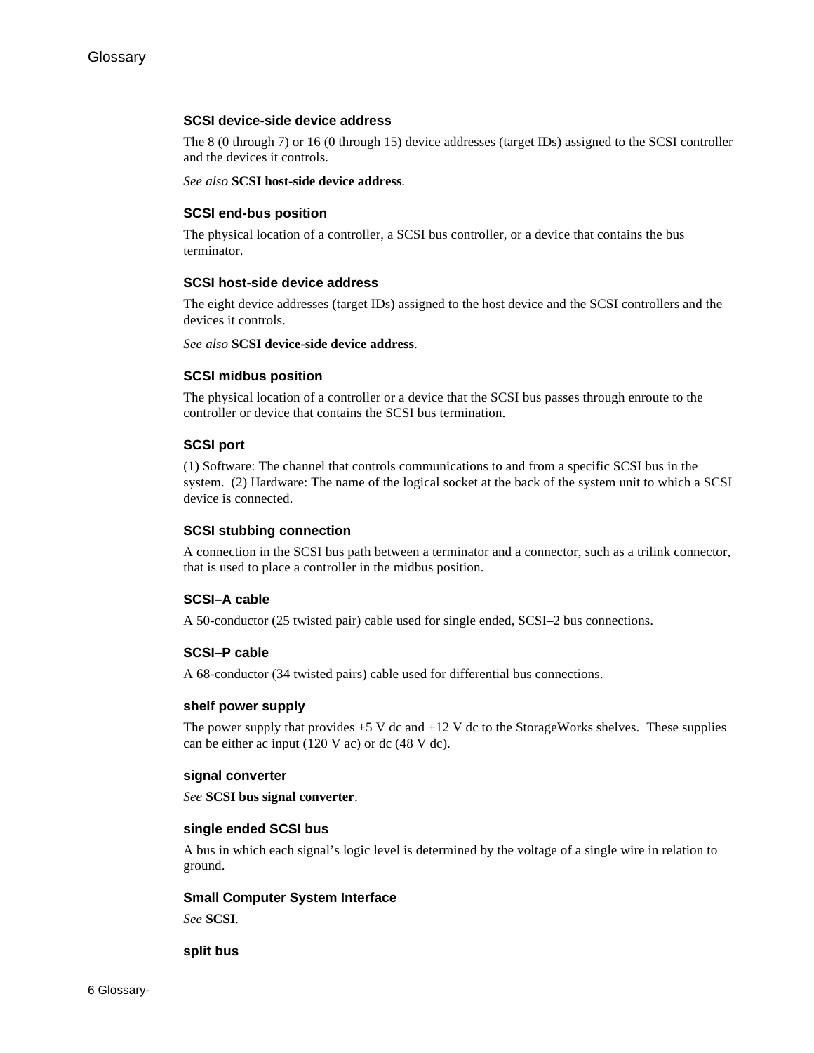### SCSI device-side device address

The 8 (0 through 7) or 16 (0 through 15) device addresses (target IDs) assigned to the SCSI controller and the devices it controls.

*See also* **SCSI host-side device address**.

### SCSI end-bus position

The physical location of a controller, a SCSI bus controller, or a device that contains the bus terminator.

### SCSI host-side device address

The eight device addresses (target IDs) assigned to the host device and the SCSI controllers and the devices it controls.

*See also* **SCSI device-side device address**.

### SCSI midbus position

The physical location of a controller or a device that the SCSI bus passes through enroute to the controller or device that contains the SCSI bus termination.

### SCSI port

(1) Software: The channel that controls communications to and from a specific SCSI bus in the system. (2) Hardware: The name of the logical socket at the back of the system unit to which a SCSI device is connected.

### SCSI stubbing connection

A connection in the SCSI bus path between a terminator and a connector, such as a trilink connector, that is used to place a controller in the midbus position.

### SCSI–A cable

A 50-conductor (25 twisted pair) cable used for single ended, SCSI–2 bus connections.

### SCSI–P cable

A 68-conductor (34 twisted pairs) cable used for differential bus connections.

### shelf power supply

The power supply that provides +5 V dc and +12 V dc to the StorageWorks shelves. These supplies can be either ac input (120 V ac) or dc (48 V dc).

### signal converter

*See* **SCSI bus signal converter**.

### single ended SCSI bus

A bus in which each signal’s logic level is determined by the voltage of a single wire in relation to ground.

### Small Computer System Interface

*See* **SCSI**.

### split bus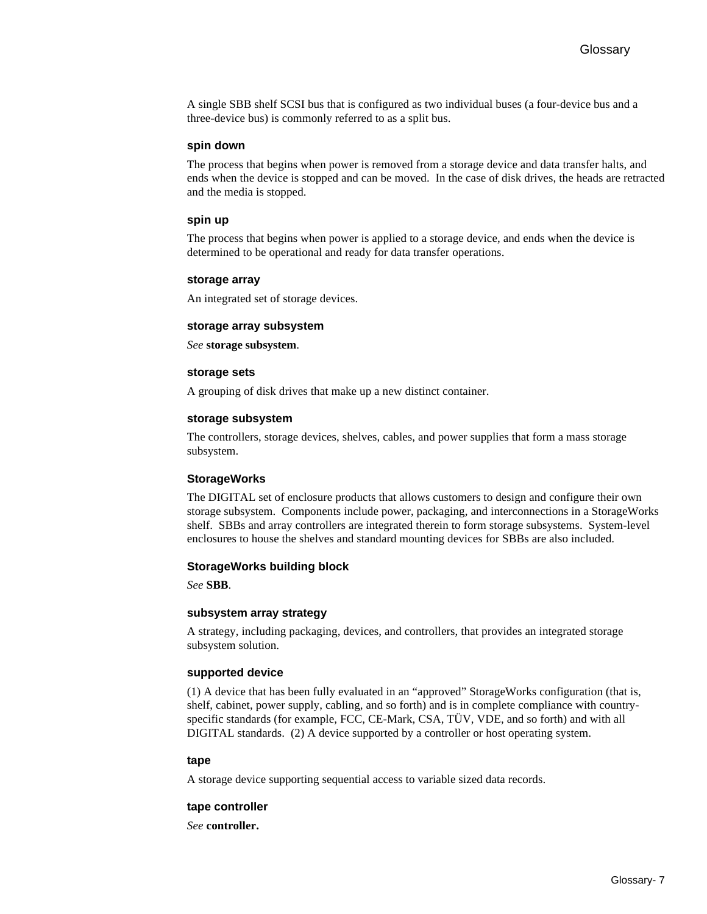A single SBB shelf SCSI bus that is configured as two individual buses (a four-device bus and a three-device bus) is commonly referred to as a split bus.

### spin down

The process that begins when power is removed from a storage device and data transfer halts, and ends when the device is stopped and can be moved. In the case of disk drives, the heads are retracted and the media is stopped.

### spin up

The process that begins when power is applied to a storage device, and ends when the device is determined to be operational and ready for data transfer operations.

### storage array

An integrated set of storage devices.

### storage array subsystem

*See* **storage subsystem**.

### storage sets

A grouping of disk drives that make up a new distinct container.

### storage subsystem

The controllers, storage devices, shelves, cables, and power supplies that form a mass storage subsystem.

### StorageWorks

The DIGITAL set of enclosure products that allows customers to design and configure their own storage subsystem. Components include power, packaging, and interconnections in a StorageWorks shelf. SBBs and array controllers are integrated therein to form storage subsystems. System-level enclosures to house the shelves and standard mounting devices for SBBs are also included.

### StorageWorks building block

*See* **SBB**.

### subsystem array strategy

A strategy, including packaging, devices, and controllers, that provides an integrated storage subsystem solution.

### supported device

(1) A device that has been fully evaluated in an “approved” StorageWorks configuration (that is, shelf, cabinet, power supply, cabling, and so forth) and is in complete compliance with country-specific standards (for example, FCC, CE-Mark, CSA, TÜV, VDE, and so forth) and with all DIGITAL standards. (2) A device supported by a controller or host operating system.

### tape

A storage device supporting sequential access to variable sized data records.

### tape controller

*See* **controller.**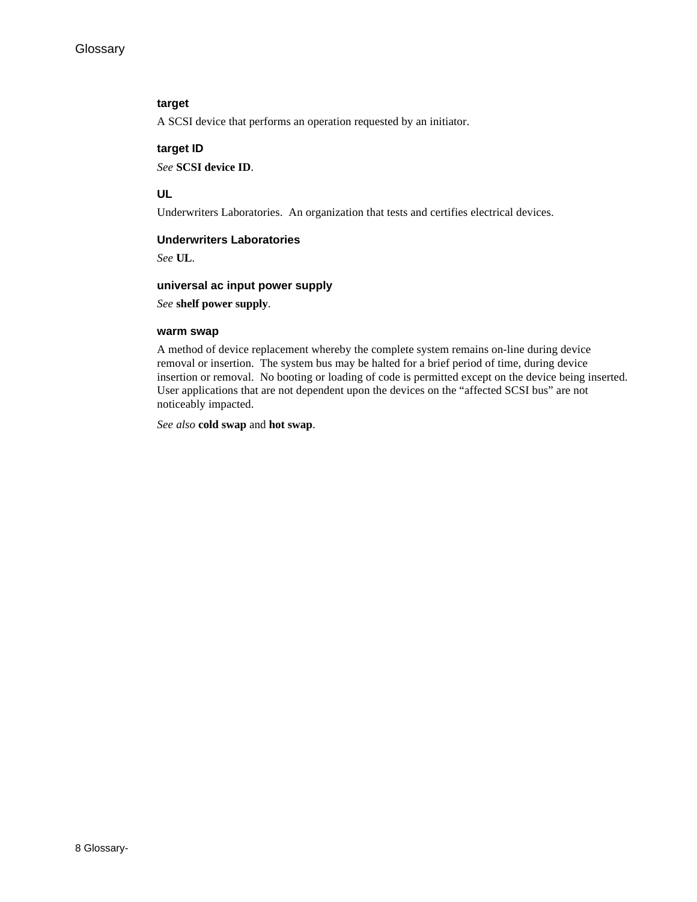**target**

A SCSI device that performs an operation requested by an initiator.

**target ID**

*See* **SCSI device ID**.

**UL**

Underwriters Laboratories.  An organization that tests and certifies electrical devices.

**Underwriters Laboratories**

*See* **UL**.

**universal ac input power supply**

*See* **shelf power supply**.

**warm swap**

A method of device replacement whereby the complete system remains on-line during device removal or insertion.  The system bus may be halted for a brief period of time, during device insertion or removal.  No booting or loading of code is permitted except on the device being inserted. User applications that are not dependent upon the devices on the "affected SCSI bus" are not noticeably impacted.

*See also* **cold swap** and **hot swap**.